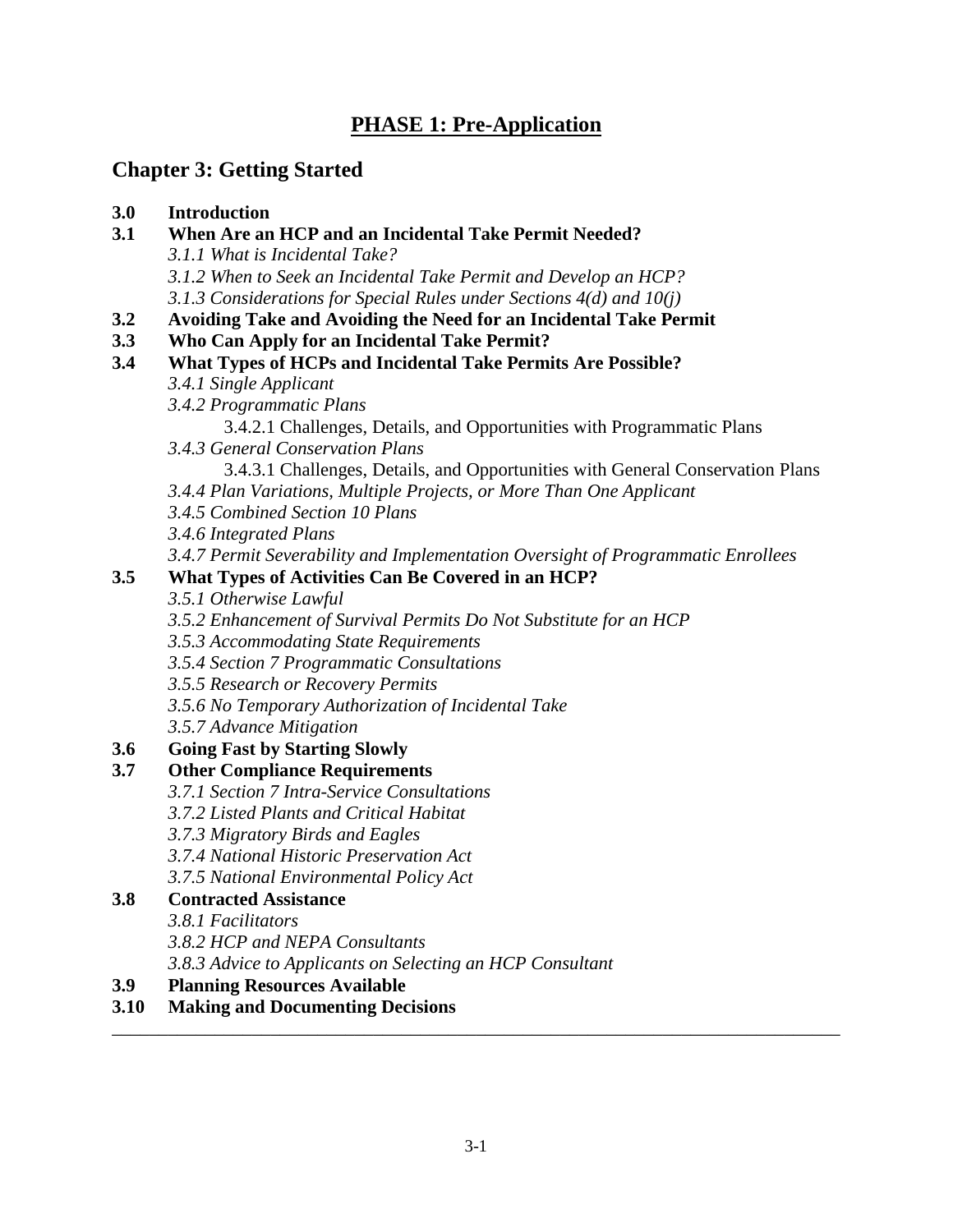# PHASE 1: Pre-Application

## Chapter 3: Getting Started

**3.0 Introduction**

**3.1 When Are an HCP and an Incidental Take Permit Needed?**

- *3.1.1 What is Incidental Take?*
- *3.1.2 When to Seek an Incidental Take Permit and Develop an HCP?*
- *3.1.3 Considerations for Special Rules under Sections 4(d) and 10(j)*

**3.2 Avoiding Take and Avoiding the Need for an Incidental Take Permit**

**3.3 Who Can Apply for an Incidental Take Permit?**

**3.4 What Types of HCPs and Incidental Take Permits Are Possible?**

- *3.4.1 Single Applicant*
- *3.4.2 Programmatic Plans*
  - 3.4.2.1 Challenges, Details, and Opportunities with Programmatic Plans
- *3.4.3 General Conservation Plans*
  - 3.4.3.1 Challenges, Details, and Opportunities with General Conservation Plans
- *3.4.4 Plan Variations, Multiple Projects, or More Than One Applicant*
- *3.4.5 Combined Section 10 Plans*
- *3.4.6 Integrated Plans*
- *3.4.7 Permit Severability and Implementation Oversight of Programmatic Enrollees*

**3.5 What Types of Activities Can Be Covered in an HCP?**

- *3.5.1 Otherwise Lawful*
- *3.5.2 Enhancement of Survival Permits Do Not Substitute for an HCP*
- *3.5.3 Accommodating State Requirements*
- *3.5.4 Section 7 Programmatic Consultations*
- *3.5.5 Research or Recovery Permits*
- *3.5.6 No Temporary Authorization of Incidental Take*
- *3.5.7 Advance Mitigation*

**3.6 Going Fast by Starting Slowly**

**3.7 Other Compliance Requirements**

- *3.7.1 Section 7 Intra-Service Consultations*
- *3.7.2 Listed Plants and Critical Habitat*
- *3.7.3 Migratory Birds and Eagles*
- *3.7.4 National Historic Preservation Act*
- *3.7.5 National Environmental Policy Act*

**3.8 Contracted Assistance**

- *3.8.1 Facilitators*
- *3.8.2 HCP and NEPA Consultants*
- *3.8.3 Advice to Applicants on Selecting an HCP Consultant*

**3.9 Planning Resources Available**

**3.10 Making and Documenting Decisions**

---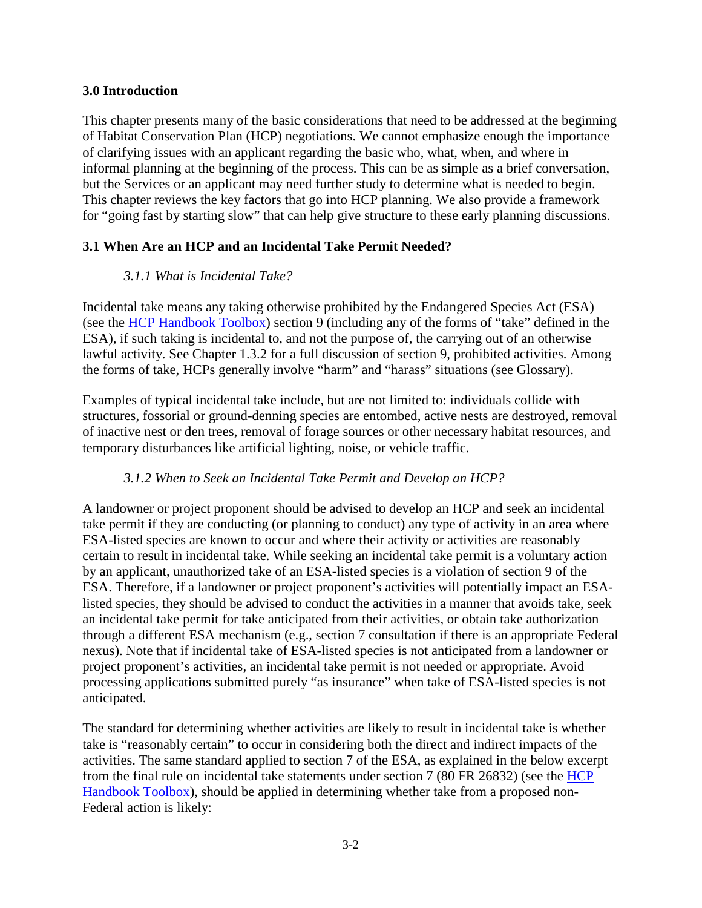## 3.0 Introduction

This chapter presents many of the basic considerations that need to be addressed at the beginning of Habitat Conservation Plan (HCP) negotiations. We cannot emphasize enough the importance of clarifying issues with an applicant regarding the basic who, what, when, and where in informal planning at the beginning of the process. This can be as simple as a brief conversation, but the Services or an applicant may need further study to determine what is needed to begin. This chapter reviews the key factors that go into HCP planning. We also provide a framework for "going fast by starting slow" that can help give structure to these early planning discussions.

## 3.1 When Are an HCP and an Incidental Take Permit Needed?

### *3.1.1 What is Incidental Take?*

Incidental take means any taking otherwise prohibited by the Endangered Species Act (ESA) (see the [HCP Handbook Toolbox]) section 9 (including any of the forms of "take" defined in the ESA), if such taking is incidental to, and not the purpose of, the carrying out of an otherwise lawful activity. See Chapter 1.3.2 for a full discussion of section 9, prohibited activities. Among the forms of take, HCPs generally involve "harm" and "harass" situations (see Glossary).

Examples of typical incidental take include, but are not limited to: individuals collide with structures, fossorial or ground-denning species are entombed, active nests are destroyed, removal of inactive nest or den trees, removal of forage sources or other necessary habitat resources, and temporary disturbances like artificial lighting, noise, or vehicle traffic.

### *3.1.2 When to Seek an Incidental Take Permit and Develop an HCP?*

A landowner or project proponent should be advised to develop an HCP and seek an incidental take permit if they are conducting (or planning to conduct) any type of activity in an area where ESA-listed species are known to occur and where their activity or activities are reasonably certain to result in incidental take. While seeking an incidental take permit is a voluntary action by an applicant, unauthorized take of an ESA-listed species is a violation of section 9 of the ESA. Therefore, if a landowner or project proponent's activities will potentially impact an ESA-listed species, they should be advised to conduct the activities in a manner that avoids take, seek an incidental take permit for take anticipated from their activities, or obtain take authorization through a different ESA mechanism (e.g., section 7 consultation if there is an appropriate Federal nexus). Note that if incidental take of ESA-listed species is not anticipated from a landowner or project proponent's activities, an incidental take permit is not needed or appropriate. Avoid processing applications submitted purely "as insurance" when take of ESA-listed species is not anticipated.

The standard for determining whether activities are likely to result in incidental take is whether take is "reasonably certain" to occur in considering both the direct and indirect impacts of the activities. The same standard applied to section 7 of the ESA, as explained in the below excerpt from the final rule on incidental take statements under section 7 (80 FR 26832) (see the [HCP Handbook Toolbox]), should be applied in determining whether take from a proposed non-Federal action is likely: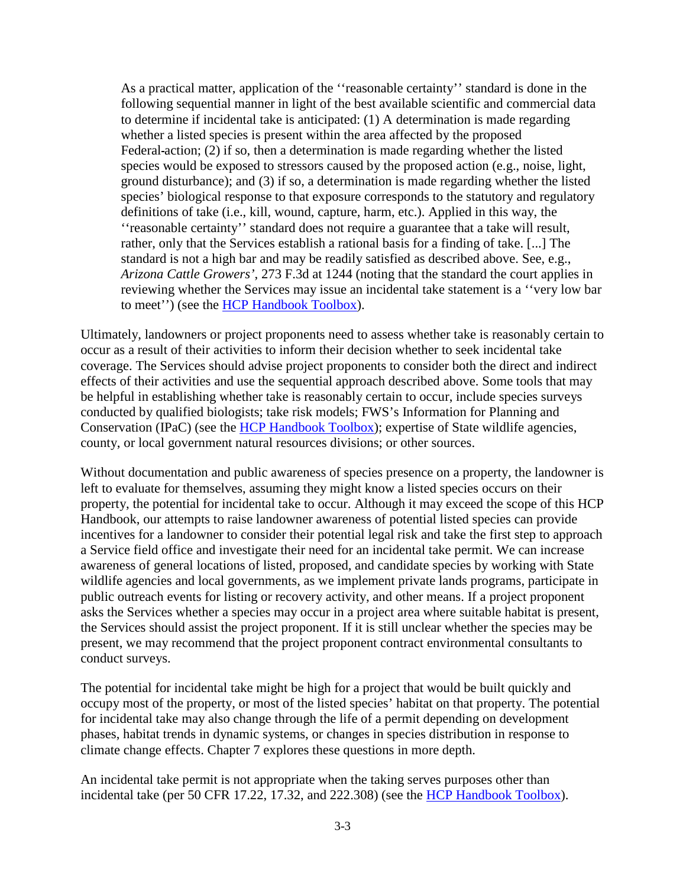> As a practical matter, application of the ''reasonable certainty'' standard is done in the following sequential manner in light of the best available scientific and commercial data to determine if incidental take is anticipated: (1) A determination is made regarding whether a listed species is present within the area affected by the proposed Federal-action; (2) if so, then a determination is made regarding whether the listed species would be exposed to stressors caused by the proposed action (e.g., noise, light, ground disturbance); and (3) if so, a determination is made regarding whether the listed species' biological response to that exposure corresponds to the statutory and regulatory definitions of take (i.e., kill, wound, capture, harm, etc.). Applied in this way, the ''reasonable certainty'' standard does not require a guarantee that a take will result, rather, only that the Services establish a rational basis for a finding of take. [...] The standard is not a high bar and may be readily satisfied as described above. See, e.g., *Arizona Cattle Growers'*, 273 F.3d at 1244 (noting that the standard the court applies in reviewing whether the Services may issue an incidental take statement is a ''very low bar to meet'') (see the HCP Handbook Toolbox).

Ultimately, landowners or project proponents need to assess whether take is reasonably certain to occur as a result of their activities to inform their decision whether to seek incidental take coverage. The Services should advise project proponents to consider both the direct and indirect effects of their activities and use the sequential approach described above. Some tools that may be helpful in establishing whether take is reasonably certain to occur, include species surveys conducted by qualified biologists; take risk models; FWS's Information for Planning and Conservation (IPaC) (see the HCP Handbook Toolbox); expertise of State wildlife agencies, county, or local government natural resources divisions; or other sources.

Without documentation and public awareness of species presence on a property, the landowner is left to evaluate for themselves, assuming they might know a listed species occurs on their property, the potential for incidental take to occur. Although it may exceed the scope of this HCP Handbook, our attempts to raise landowner awareness of potential listed species can provide incentives for a landowner to consider their potential legal risk and take the first step to approach a Service field office and investigate their need for an incidental take permit. We can increase awareness of general locations of listed, proposed, and candidate species by working with State wildlife agencies and local governments, as we implement private lands programs, participate in public outreach events for listing or recovery activity, and other means. If a project proponent asks the Services whether a species may occur in a project area where suitable habitat is present, the Services should assist the project proponent. If it is still unclear whether the species may be present, we may recommend that the project proponent contract environmental consultants to conduct surveys.

The potential for incidental take might be high for a project that would be built quickly and occupy most of the property, or most of the listed species' habitat on that property. The potential for incidental take may also change through the life of a permit depending on development phases, habitat trends in dynamic systems, or changes in species distribution in response to climate change effects. Chapter 7 explores these questions in more depth.

An incidental take permit is not appropriate when the taking serves purposes other than incidental take (per 50 CFR 17.22, 17.32, and 222.308) (see the HCP Handbook Toolbox).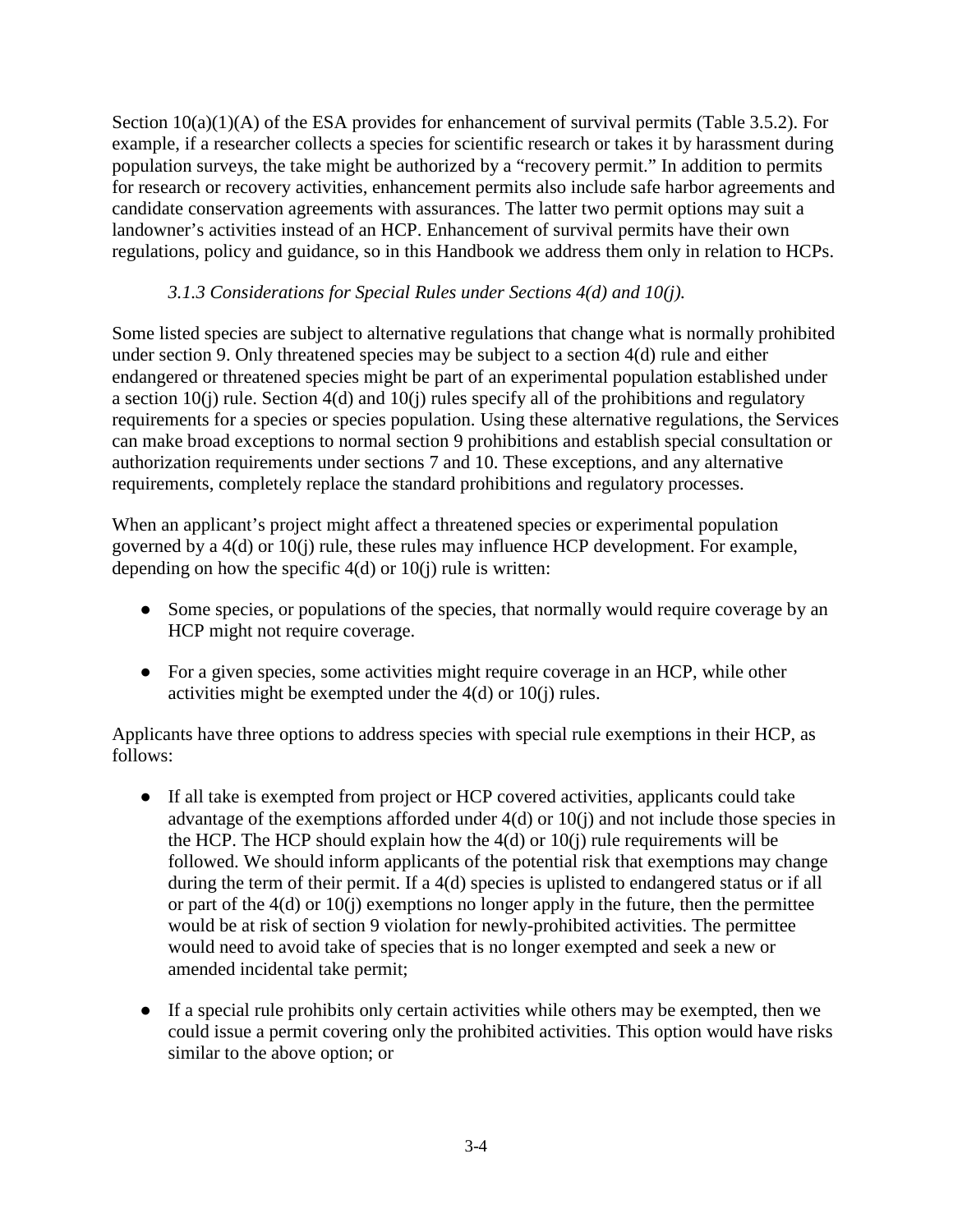Section 10(a)(1)(A) of the ESA provides for enhancement of survival permits (Table 3.5.2). For example, if a researcher collects a species for scientific research or takes it by harassment during population surveys, the take might be authorized by a "recovery permit." In addition to permits for research or recovery activities, enhancement permits also include safe harbor agreements and candidate conservation agreements with assurances. The latter two permit options may suit a landowner's activities instead of an HCP. Enhancement of survival permits have their own regulations, policy and guidance, so in this Handbook we address them only in relation to HCPs.

### *3.1.3 Considerations for Special Rules under Sections 4(d) and 10(j).*

Some listed species are subject to alternative regulations that change what is normally prohibited under section 9. Only threatened species may be subject to a section 4(d) rule and either endangered or threatened species might be part of an experimental population established under a section 10(j) rule. Section 4(d) and 10(j) rules specify all of the prohibitions and regulatory requirements for a species or species population. Using these alternative regulations, the Services can make broad exceptions to normal section 9 prohibitions and establish special consultation or authorization requirements under sections 7 and 10. These exceptions, and any alternative requirements, completely replace the standard prohibitions and regulatory processes.

When an applicant's project might affect a threatened species or experimental population governed by a 4(d) or 10(j) rule, these rules may influence HCP development. For example, depending on how the specific 4(d) or 10(j) rule is written:

- Some species, or populations of the species, that normally would require coverage by an HCP might not require coverage.
- For a given species, some activities might require coverage in an HCP, while other activities might be exempted under the 4(d) or 10(j) rules.

Applicants have three options to address species with special rule exemptions in their HCP, as follows:

- If all take is exempted from project or HCP covered activities, applicants could take advantage of the exemptions afforded under 4(d) or 10(j) and not include those species in the HCP. The HCP should explain how the 4(d) or 10(j) rule requirements will be followed. We should inform applicants of the potential risk that exemptions may change during the term of their permit. If a 4(d) species is uplisted to endangered status or if all or part of the 4(d) or 10(j) exemptions no longer apply in the future, then the permittee would be at risk of section 9 violation for newly-prohibited activities. The permittee would need to avoid take of species that is no longer exempted and seek a new or amended incidental take permit;
- If a special rule prohibits only certain activities while others may be exempted, then we could issue a permit covering only the prohibited activities. This option would have risks similar to the above option; or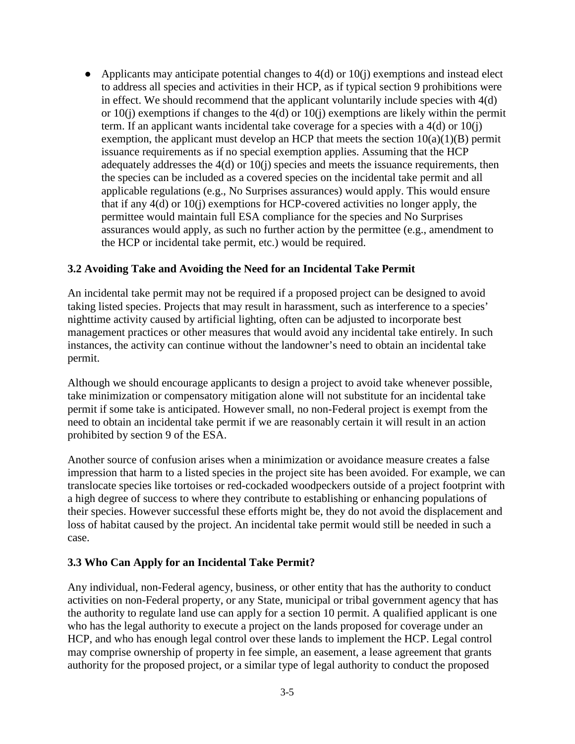- Applicants may anticipate potential changes to 4(d) or 10(j) exemptions and instead elect to address all species and activities in their HCP, as if typical section 9 prohibitions were in effect. We should recommend that the applicant voluntarily include species with 4(d) or 10(j) exemptions if changes to the 4(d) or 10(j) exemptions are likely within the permit term. If an applicant wants incidental take coverage for a species with a 4(d) or 10(j) exemption, the applicant must develop an HCP that meets the section 10(a)(1)(B) permit issuance requirements as if no special exemption applies. Assuming that the HCP adequately addresses the 4(d) or 10(j) species and meets the issuance requirements, then the species can be included as a covered species on the incidental take permit and all applicable regulations (e.g., No Surprises assurances) would apply. This would ensure that if any 4(d) or 10(j) exemptions for HCP-covered activities no longer apply, the permittee would maintain full ESA compliance for the species and No Surprises assurances would apply, as such no further action by the permittee (e.g., amendment to the HCP or incidental take permit, etc.) would be required.

### 3.2 Avoiding Take and Avoiding the Need for an Incidental Take Permit

An incidental take permit may not be required if a proposed project can be designed to avoid taking listed species. Projects that may result in harassment, such as interference to a species' nighttime activity caused by artificial lighting, often can be adjusted to incorporate best management practices or other measures that would avoid any incidental take entirely. In such instances, the activity can continue without the landowner's need to obtain an incidental take permit.

Although we should encourage applicants to design a project to avoid take whenever possible, take minimization or compensatory mitigation alone will not substitute for an incidental take permit if some take is anticipated. However small, no non-Federal project is exempt from the need to obtain an incidental take permit if we are reasonably certain it will result in an action prohibited by section 9 of the ESA.

Another source of confusion arises when a minimization or avoidance measure creates a false impression that harm to a listed species in the project site has been avoided. For example, we can translocate species like tortoises or red-cockaded woodpeckers outside of a project footprint with a high degree of success to where they contribute to establishing or enhancing populations of their species. However successful these efforts might be, they do not avoid the displacement and loss of habitat caused by the project. An incidental take permit would still be needed in such a case.

### 3.3 Who Can Apply for an Incidental Take Permit?

Any individual, non-Federal agency, business, or other entity that has the authority to conduct activities on non-Federal property, or any State, municipal or tribal government agency that has the authority to regulate land use can apply for a section 10 permit. A qualified applicant is one who has the legal authority to execute a project on the lands proposed for coverage under an HCP, and who has enough legal control over these lands to implement the HCP. Legal control may comprise ownership of property in fee simple, an easement, a lease agreement that grants authority for the proposed project, or a similar type of legal authority to conduct the proposed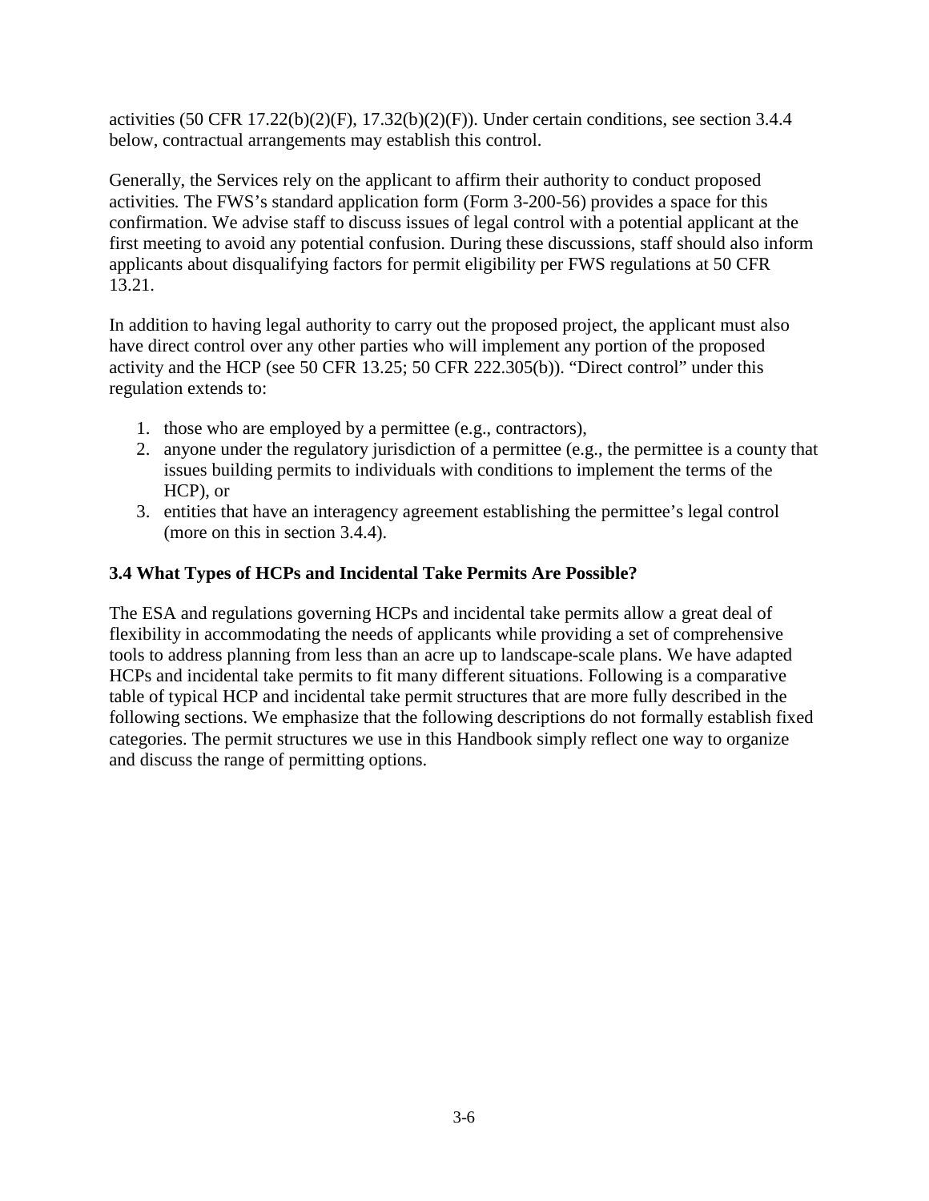activities (50 CFR 17.22(b)(2)(F), 17.32(b)(2)(F)). Under certain conditions, see section 3.4.4 below, contractual arrangements may establish this control.

Generally, the Services rely on the applicant to affirm their authority to conduct proposed activities. The FWS's standard application form (Form 3-200-56) provides a space for this confirmation. We advise staff to discuss issues of legal control with a potential applicant at the first meeting to avoid any potential confusion. During these discussions, staff should also inform applicants about disqualifying factors for permit eligibility per FWS regulations at 50 CFR 13.21.

In addition to having legal authority to carry out the proposed project, the applicant must also have direct control over any other parties who will implement any portion of the proposed activity and the HCP (see 50 CFR 13.25; 50 CFR 222.305(b)). "Direct control" under this regulation extends to:

1. those who are employed by a permittee (e.g., contractors),
2. anyone under the regulatory jurisdiction of a permittee (e.g., the permittee is a county that issues building permits to individuals with conditions to implement the terms of the HCP), or
3. entities that have an interagency agreement establishing the permittee's legal control (more on this in section 3.4.4).

### 3.4 What Types of HCPs and Incidental Take Permits Are Possible?

The ESA and regulations governing HCPs and incidental take permits allow a great deal of flexibility in accommodating the needs of applicants while providing a set of comprehensive tools to address planning from less than an acre up to landscape-scale plans. We have adapted HCPs and incidental take permits to fit many different situations. Following is a comparative table of typical HCP and incidental take permit structures that are more fully described in the following sections. We emphasize that the following descriptions do not formally establish fixed categories. The permit structures we use in this Handbook simply reflect one way to organize and discuss the range of permitting options.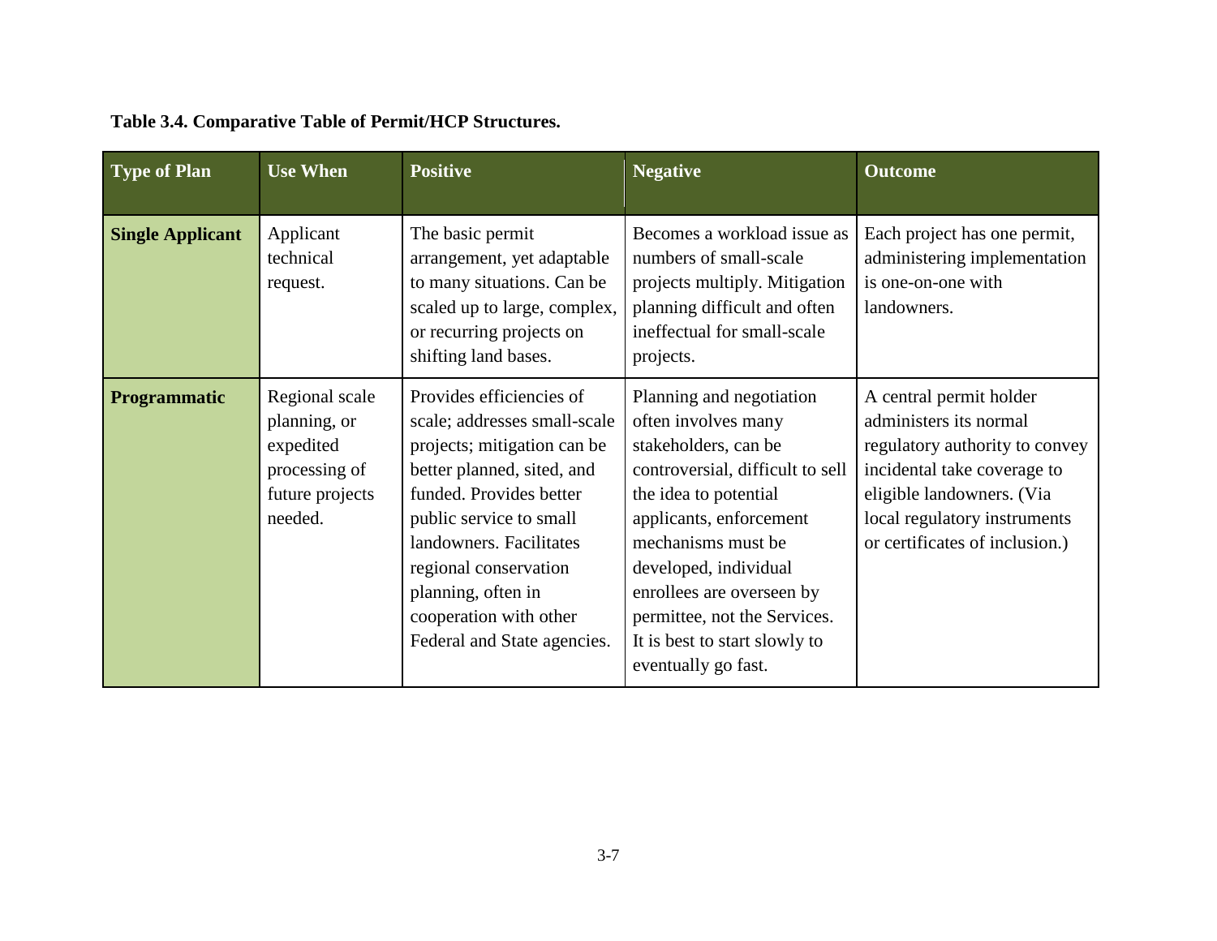**Table 3.4. Comparative Table of Permit/HCP Structures.**

| Type of Plan | Use When | Positive | Negative | Outcome |
|---|---|---|---|---|
| **Single Applicant** | Applicant technical request. | The basic permit arrangement, yet adaptable to many situations. Can be scaled up to large, complex, or recurring projects on shifting land bases. | Becomes a workload issue as numbers of small-scale projects multiply. Mitigation planning difficult and often ineffectual for small-scale projects. | Each project has one permit, administering implementation is one-on-one with landowners. |
| **Programmatic** | Regional scale planning, or expedited processing of future projects needed. | Provides efficiencies of scale; addresses small-scale projects; mitigation can be better planned, sited, and funded. Provides better public service to small landowners. Facilitates regional conservation planning, often in cooperation with other Federal and State agencies. | Planning and negotiation often involves many stakeholders, can be controversial, difficult to sell the idea to potential applicants, enforcement mechanisms must be developed, individual enrollees are overseen by permittee, not the Services. It is best to start slowly to eventually go fast. | A central permit holder administers its normal regulatory authority to convey incidental take coverage to eligible landowners. (Via local regulatory instruments or certificates of inclusion.) |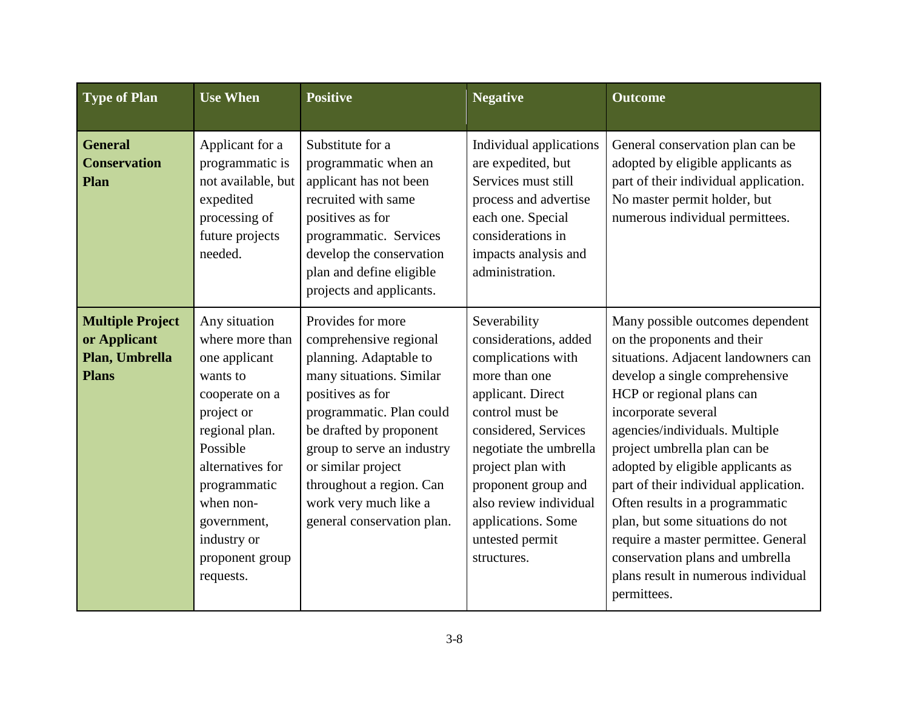| Type of Plan | Use When | Positive | Negative | Outcome |
|---|---|---|---|---|
| **General Conservation Plan** | Applicant for a programmatic is not available, but expedited processing of future projects needed. | Substitute for a programmatic when an applicant has not been recruited with same positives as for programmatic. Services develop the conservation plan and define eligible projects and applicants. | Individual applications are expedited, but Services must still process and advertise each one. Special considerations in impacts analysis and administration. | General conservation plan can be adopted by eligible applicants as part of their individual application. No master permit holder, but numerous individual permittees. |
| **Multiple Project or Applicant Plan, Umbrella Plans** | Any situation where more than one applicant wants to cooperate on a project or regional plan. Possible alternatives for programmatic when non-government, industry or proponent group requests. | Provides for more comprehensive regional planning. Adaptable to many situations. Similar positives as for programmatic. Plan could be drafted by proponent group to serve an industry or similar project throughout a region. Can work very much like a general conservation plan. | Severability considerations, added complications with more than one applicant. Direct control must be considered, Services negotiate the umbrella project plan with proponent group and also review individual applications. Some untested permit structures. | Many possible outcomes dependent on the proponents and their situations. Adjacent landowners can develop a single comprehensive HCP or regional plans can incorporate several agencies/individuals. Multiple project umbrella plan can be adopted by eligible applicants as part of their individual application. Often results in a programmatic plan, but some situations do not require a master permittee. General conservation plans and umbrella plans result in numerous individual permittees. |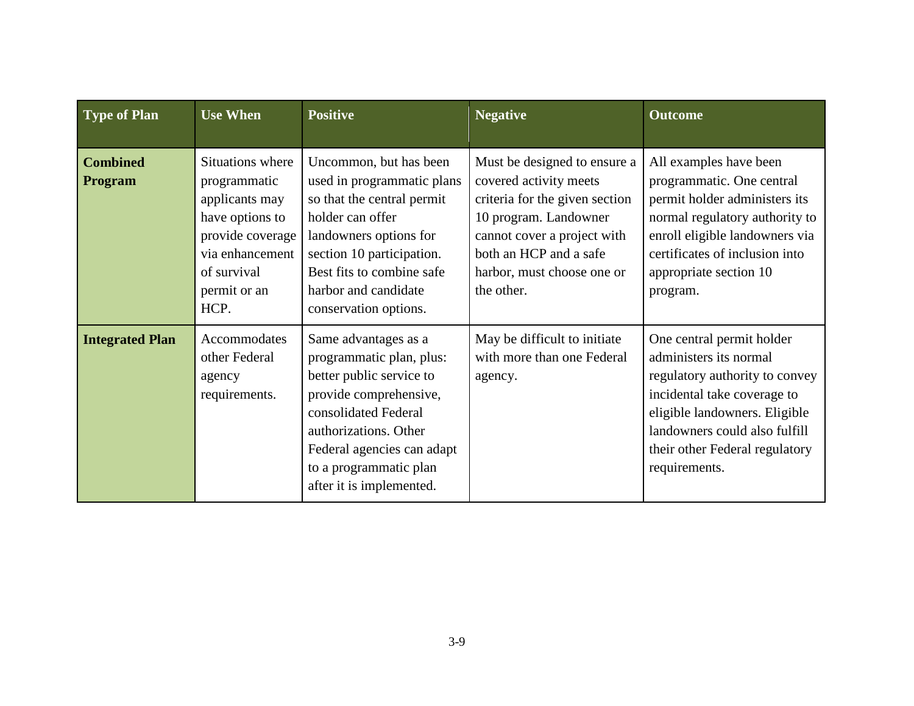| Type of Plan | Use When | Positive | Negative | Outcome |
|---|---|---|---|---|
| **Combined Program** | Situations where programmatic applicants may have options to provide coverage via enhancement of survival permit or an HCP. | Uncommon, but has been used in programmatic plans so that the central permit holder can offer landowners options for section 10 participation. Best fits to combine safe harbor and candidate conservation options. | Must be designed to ensure a covered activity meets criteria for the given section 10 program. Landowner cannot cover a project with both an HCP and a safe harbor, must choose one or the other. | All examples have been programmatic. One central permit holder administers its normal regulatory authority to enroll eligible landowners via certificates of inclusion into appropriate section 10 program. |
| **Integrated Plan** | Accommodates other Federal agency requirements. | Same advantages as a programmatic plan, plus: better public service to provide comprehensive, consolidated Federal authorizations. Other Federal agencies can adapt to a programmatic plan after it is implemented. | May be difficult to initiate with more than one Federal agency. | One central permit holder administers its normal regulatory authority to convey incidental take coverage to eligible landowners. Eligible landowners could also fulfill their other Federal regulatory requirements. |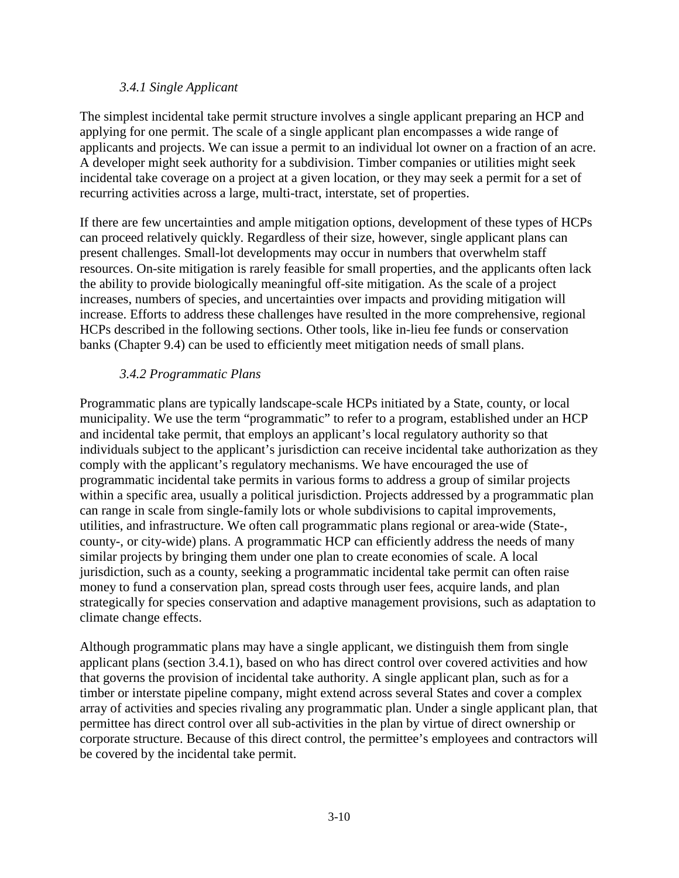### *3.4.1 Single Applicant*

The simplest incidental take permit structure involves a single applicant preparing an HCP and applying for one permit. The scale of a single applicant plan encompasses a wide range of applicants and projects. We can issue a permit to an individual lot owner on a fraction of an acre. A developer might seek authority for a subdivision. Timber companies or utilities might seek incidental take coverage on a project at a given location, or they may seek a permit for a set of recurring activities across a large, multi-tract, interstate, set of properties.

If there are few uncertainties and ample mitigation options, development of these types of HCPs can proceed relatively quickly. Regardless of their size, however, single applicant plans can present challenges. Small-lot developments may occur in numbers that overwhelm staff resources. On-site mitigation is rarely feasible for small properties, and the applicants often lack the ability to provide biologically meaningful off-site mitigation. As the scale of a project increases, numbers of species, and uncertainties over impacts and providing mitigation will increase. Efforts to address these challenges have resulted in the more comprehensive, regional HCPs described in the following sections. Other tools, like in-lieu fee funds or conservation banks (Chapter 9.4) can be used to efficiently meet mitigation needs of small plans.

### *3.4.2 Programmatic Plans*

Programmatic plans are typically landscape-scale HCPs initiated by a State, county, or local municipality. We use the term "programmatic" to refer to a program, established under an HCP and incidental take permit, that employs an applicant's local regulatory authority so that individuals subject to the applicant's jurisdiction can receive incidental take authorization as they comply with the applicant's regulatory mechanisms. We have encouraged the use of programmatic incidental take permits in various forms to address a group of similar projects within a specific area, usually a political jurisdiction. Projects addressed by a programmatic plan can range in scale from single-family lots or whole subdivisions to capital improvements, utilities, and infrastructure. We often call programmatic plans regional or area-wide (State-, county-, or city-wide) plans. A programmatic HCP can efficiently address the needs of many similar projects by bringing them under one plan to create economies of scale. A local jurisdiction, such as a county, seeking a programmatic incidental take permit can often raise money to fund a conservation plan, spread costs through user fees, acquire lands, and plan strategically for species conservation and adaptive management provisions, such as adaptation to climate change effects.

Although programmatic plans may have a single applicant, we distinguish them from single applicant plans (section 3.4.1), based on who has direct control over covered activities and how that governs the provision of incidental take authority. A single applicant plan, such as for a timber or interstate pipeline company, might extend across several States and cover a complex array of activities and species rivaling any programmatic plan. Under a single applicant plan, that permittee has direct control over all sub-activities in the plan by virtue of direct ownership or corporate structure. Because of this direct control, the permittee's employees and contractors will be covered by the incidental take permit.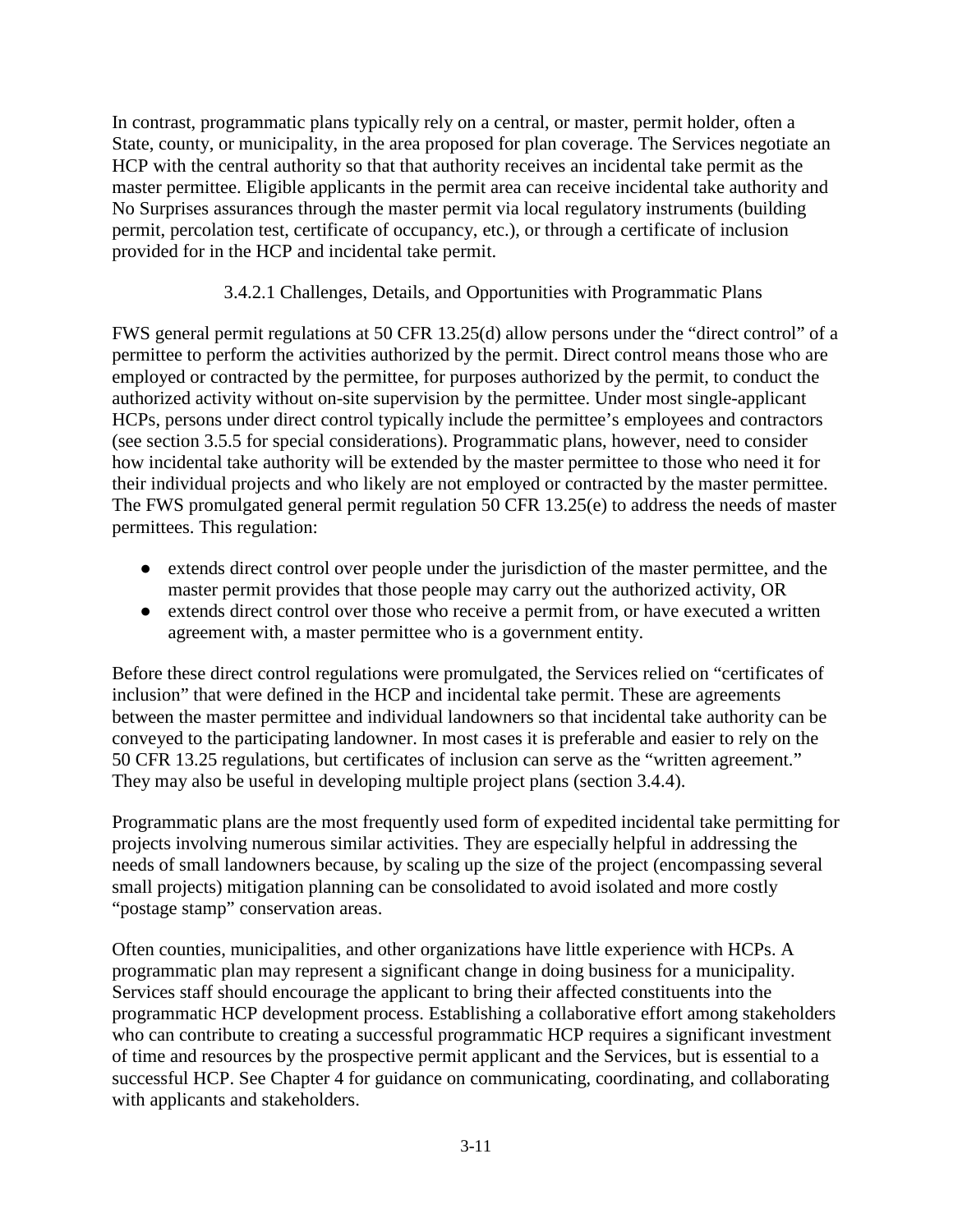In contrast, programmatic plans typically rely on a central, or master, permit holder, often a State, county, or municipality, in the area proposed for plan coverage. The Services negotiate an HCP with the central authority so that that authority receives an incidental take permit as the master permittee. Eligible applicants in the permit area can receive incidental take authority and No Surprises assurances through the master permit via local regulatory instruments (building permit, percolation test, certificate of occupancy, etc.), or through a certificate of inclusion provided for in the HCP and incidental take permit.

#### 3.4.2.1 Challenges, Details, and Opportunities with Programmatic Plans

FWS general permit regulations at 50 CFR 13.25(d) allow persons under the "direct control" of a permittee to perform the activities authorized by the permit. Direct control means those who are employed or contracted by the permittee, for purposes authorized by the permit, to conduct the authorized activity without on-site supervision by the permittee. Under most single-applicant HCPs, persons under direct control typically include the permittee's employees and contractors (see section 3.5.5 for special considerations). Programmatic plans, however, need to consider how incidental take authority will be extended by the master permittee to those who need it for their individual projects and who likely are not employed or contracted by the master permittee. The FWS promulgated general permit regulation 50 CFR 13.25(e) to address the needs of master permittees. This regulation:

- extends direct control over people under the jurisdiction of the master permittee, and the master permit provides that those people may carry out the authorized activity, OR
- extends direct control over those who receive a permit from, or have executed a written agreement with, a master permittee who is a government entity.

Before these direct control regulations were promulgated, the Services relied on "certificates of inclusion" that were defined in the HCP and incidental take permit. These are agreements between the master permittee and individual landowners so that incidental take authority can be conveyed to the participating landowner. In most cases it is preferable and easier to rely on the 50 CFR 13.25 regulations, but certificates of inclusion can serve as the "written agreement." They may also be useful in developing multiple project plans (section 3.4.4).

Programmatic plans are the most frequently used form of expedited incidental take permitting for projects involving numerous similar activities. They are especially helpful in addressing the needs of small landowners because, by scaling up the size of the project (encompassing several small projects) mitigation planning can be consolidated to avoid isolated and more costly "postage stamp" conservation areas.

Often counties, municipalities, and other organizations have little experience with HCPs. A programmatic plan may represent a significant change in doing business for a municipality. Services staff should encourage the applicant to bring their affected constituents into the programmatic HCP development process. Establishing a collaborative effort among stakeholders who can contribute to creating a successful programmatic HCP requires a significant investment of time and resources by the prospective permit applicant and the Services, but is essential to a successful HCP. See Chapter 4 for guidance on communicating, coordinating, and collaborating with applicants and stakeholders.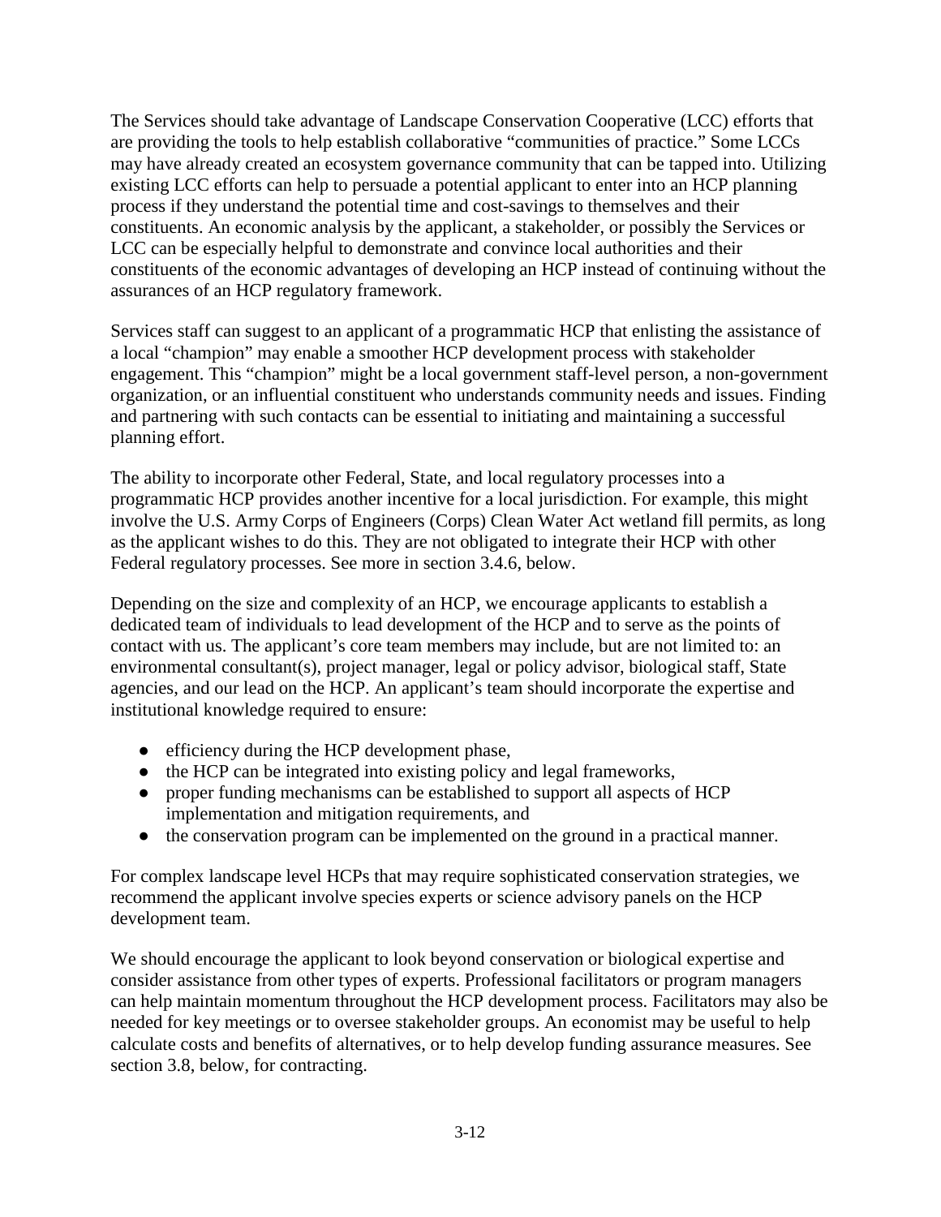The Services should take advantage of Landscape Conservation Cooperative (LCC) efforts that are providing the tools to help establish collaborative "communities of practice." Some LCCs may have already created an ecosystem governance community that can be tapped into. Utilizing existing LCC efforts can help to persuade a potential applicant to enter into an HCP planning process if they understand the potential time and cost-savings to themselves and their constituents. An economic analysis by the applicant, a stakeholder, or possibly the Services or LCC can be especially helpful to demonstrate and convince local authorities and their constituents of the economic advantages of developing an HCP instead of continuing without the assurances of an HCP regulatory framework.

Services staff can suggest to an applicant of a programmatic HCP that enlisting the assistance of a local "champion" may enable a smoother HCP development process with stakeholder engagement. This "champion" might be a local government staff-level person, a non-government organization, or an influential constituent who understands community needs and issues. Finding and partnering with such contacts can be essential to initiating and maintaining a successful planning effort.

The ability to incorporate other Federal, State, and local regulatory processes into a programmatic HCP provides another incentive for a local jurisdiction. For example, this might involve the U.S. Army Corps of Engineers (Corps) Clean Water Act wetland fill permits, as long as the applicant wishes to do this. They are not obligated to integrate their HCP with other Federal regulatory processes. See more in section 3.4.6, below.

Depending on the size and complexity of an HCP, we encourage applicants to establish a dedicated team of individuals to lead development of the HCP and to serve as the points of contact with us. The applicant's core team members may include, but are not limited to: an environmental consultant(s), project manager, legal or policy advisor, biological staff, State agencies, and our lead on the HCP. An applicant's team should incorporate the expertise and institutional knowledge required to ensure:

- efficiency during the HCP development phase,
- the HCP can be integrated into existing policy and legal frameworks,
- proper funding mechanisms can be established to support all aspects of HCP implementation and mitigation requirements, and
- the conservation program can be implemented on the ground in a practical manner.

For complex landscape level HCPs that may require sophisticated conservation strategies, we recommend the applicant involve species experts or science advisory panels on the HCP development team.

We should encourage the applicant to look beyond conservation or biological expertise and consider assistance from other types of experts. Professional facilitators or program managers can help maintain momentum throughout the HCP development process. Facilitators may also be needed for key meetings or to oversee stakeholder groups. An economist may be useful to help calculate costs and benefits of alternatives, or to help develop funding assurance measures. See section 3.8, below, for contracting.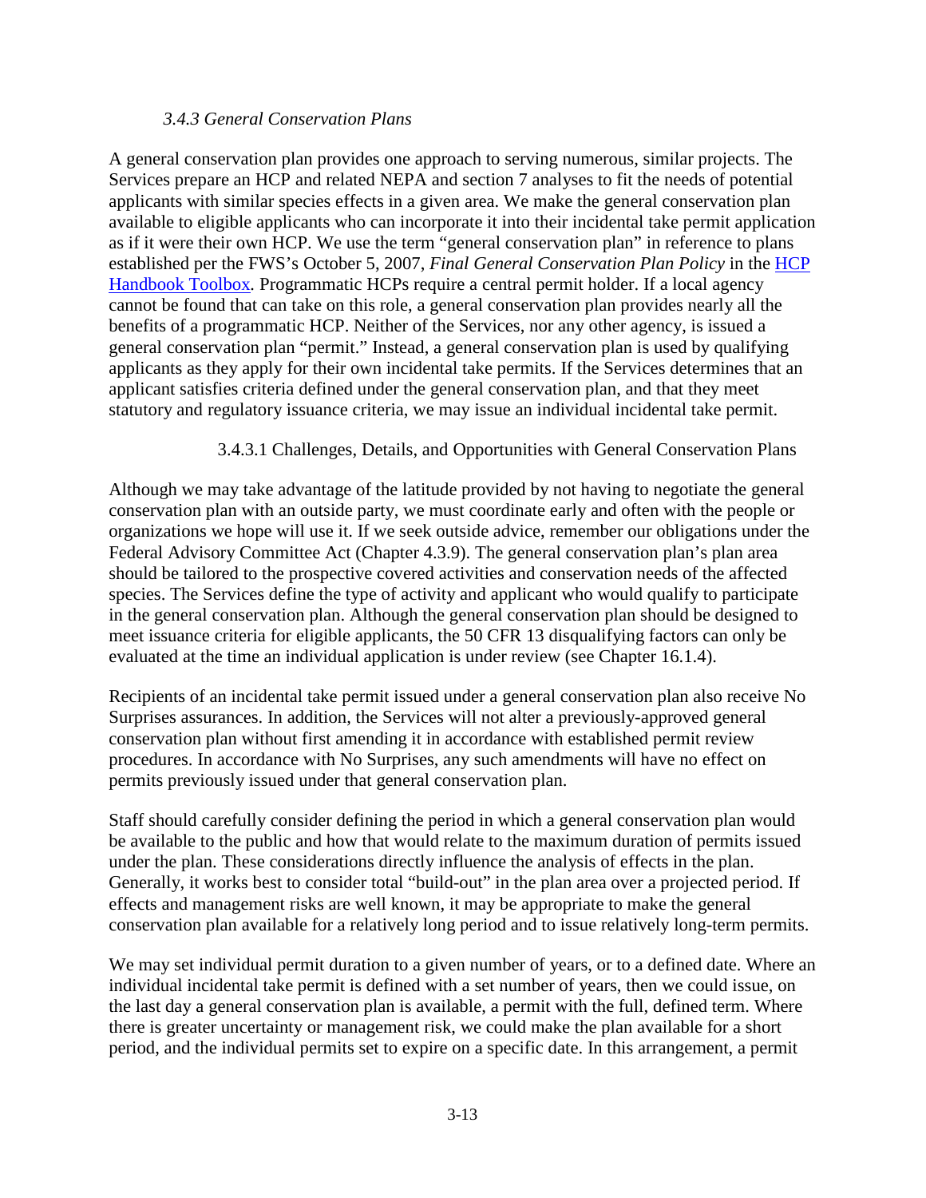### *3.4.3 General Conservation Plans*

A general conservation plan provides one approach to serving numerous, similar projects. The Services prepare an HCP and related NEPA and section 7 analyses to fit the needs of potential applicants with similar species effects in a given area. We make the general conservation plan available to eligible applicants who can incorporate it into their incidental take permit application as if it were their own HCP. We use the term "general conservation plan" in reference to plans established per the FWS's October 5, 2007, *Final General Conservation Plan Policy* in the [HCP Handbook Toolbox](). Programmatic HCPs require a central permit holder. If a local agency cannot be found that can take on this role, a general conservation plan provides nearly all the benefits of a programmatic HCP. Neither of the Services, nor any other agency, is issued a general conservation plan "permit." Instead, a general conservation plan is used by qualifying applicants as they apply for their own incidental take permits. If the Services determines that an applicant satisfies criteria defined under the general conservation plan, and that they meet statutory and regulatory issuance criteria, we may issue an individual incidental take permit.

#### 3.4.3.1 Challenges, Details, and Opportunities with General Conservation Plans

Although we may take advantage of the latitude provided by not having to negotiate the general conservation plan with an outside party, we must coordinate early and often with the people or organizations we hope will use it. If we seek outside advice, remember our obligations under the Federal Advisory Committee Act (Chapter 4.3.9). The general conservation plan's plan area should be tailored to the prospective covered activities and conservation needs of the affected species. The Services define the type of activity and applicant who would qualify to participate in the general conservation plan. Although the general conservation plan should be designed to meet issuance criteria for eligible applicants, the 50 CFR 13 disqualifying factors can only be evaluated at the time an individual application is under review (see Chapter 16.1.4).

Recipients of an incidental take permit issued under a general conservation plan also receive No Surprises assurances. In addition, the Services will not alter a previously-approved general conservation plan without first amending it in accordance with established permit review procedures. In accordance with No Surprises, any such amendments will have no effect on permits previously issued under that general conservation plan.

Staff should carefully consider defining the period in which a general conservation plan would be available to the public and how that would relate to the maximum duration of permits issued under the plan. These considerations directly influence the analysis of effects in the plan. Generally, it works best to consider total "build-out" in the plan area over a projected period. If effects and management risks are well known, it may be appropriate to make the general conservation plan available for a relatively long period and to issue relatively long-term permits.

We may set individual permit duration to a given number of years, or to a defined date. Where an individual incidental take permit is defined with a set number of years, then we could issue, on the last day a general conservation plan is available, a permit with the full, defined term. Where there is greater uncertainty or management risk, we could make the plan available for a short period, and the individual permits set to expire on a specific date. In this arrangement, a permit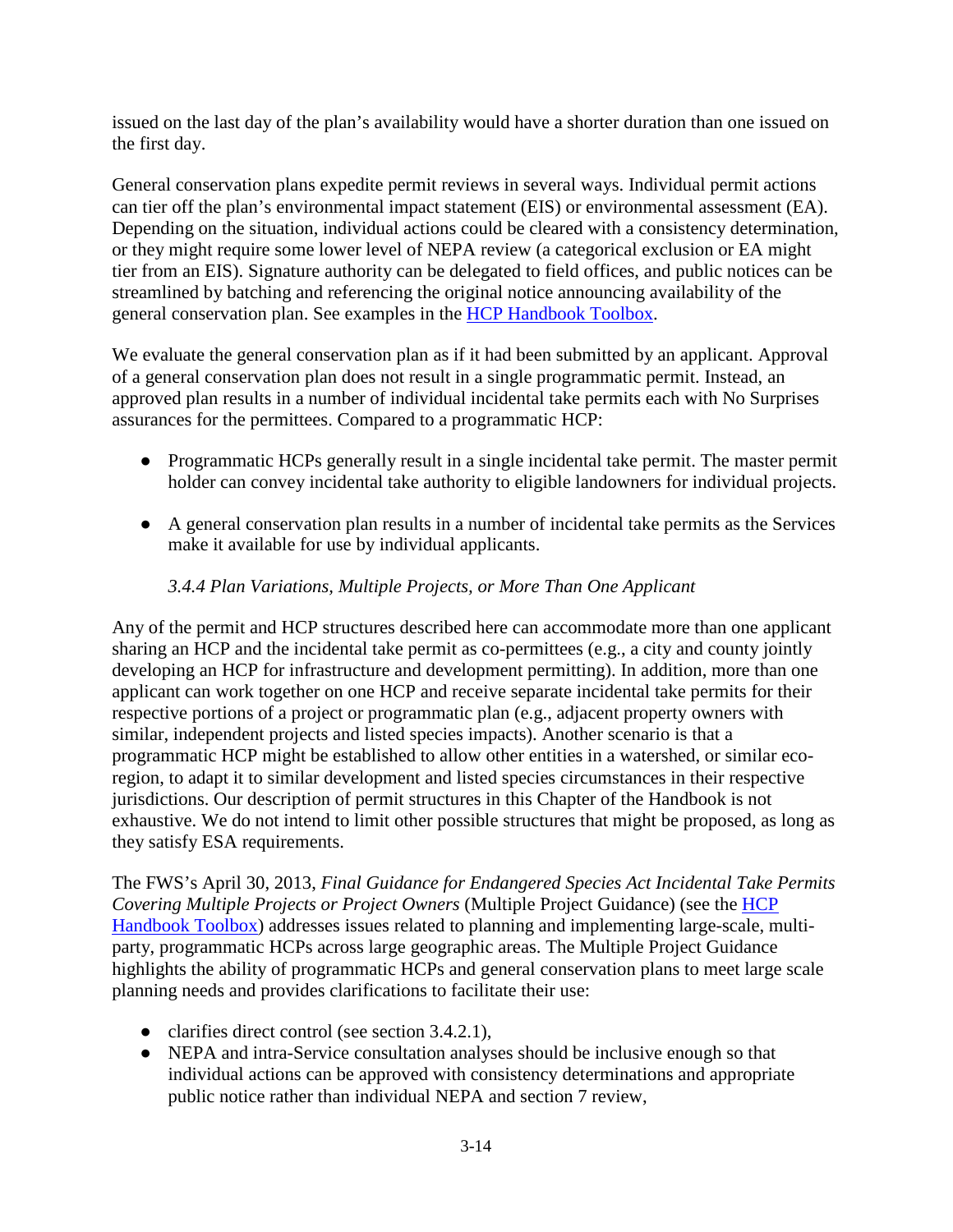issued on the last day of the plan's availability would have a shorter duration than one issued on the first day.

General conservation plans expedite permit reviews in several ways. Individual permit actions can tier off the plan's environmental impact statement (EIS) or environmental assessment (EA). Depending on the situation, individual actions could be cleared with a consistency determination, or they might require some lower level of NEPA review (a categorical exclusion or EA might tier from an EIS). Signature authority can be delegated to field offices, and public notices can be streamlined by batching and referencing the original notice announcing availability of the general conservation plan. See examples in the [HCP Handbook Toolbox](HCP Handbook Toolbox).

We evaluate the general conservation plan as if it had been submitted by an applicant. Approval of a general conservation plan does not result in a single programmatic permit. Instead, an approved plan results in a number of individual incidental take permits each with No Surprises assurances for the permittees. Compared to a programmatic HCP:

- Programmatic HCPs generally result in a single incidental take permit. The master permit holder can convey incidental take authority to eligible landowners for individual projects.
- A general conservation plan results in a number of incidental take permits as the Services make it available for use by individual applicants.

#### *3.4.4 Plan Variations, Multiple Projects, or More Than One Applicant*

Any of the permit and HCP structures described here can accommodate more than one applicant sharing an HCP and the incidental take permit as co-permittees (e.g., a city and county jointly developing an HCP for infrastructure and development permitting). In addition, more than one applicant can work together on one HCP and receive separate incidental take permits for their respective portions of a project or programmatic plan (e.g., adjacent property owners with similar, independent projects and listed species impacts). Another scenario is that a programmatic HCP might be established to allow other entities in a watershed, or similar eco-region, to adapt it to similar development and listed species circumstances in their respective jurisdictions. Our description of permit structures in this Chapter of the Handbook is not exhaustive. We do not intend to limit other possible structures that might be proposed, as long as they satisfy ESA requirements.

The FWS's April 30, 2013, *Final Guidance for Endangered Species Act Incidental Take Permits Covering Multiple Projects or Project Owners* (Multiple Project Guidance) (see the [HCP Handbook Toolbox](HCP Handbook Toolbox)) addresses issues related to planning and implementing large-scale, multi-party, programmatic HCPs across large geographic areas. The Multiple Project Guidance highlights the ability of programmatic HCPs and general conservation plans to meet large scale planning needs and provides clarifications to facilitate their use:

- clarifies direct control (see section 3.4.2.1),
- NEPA and intra-Service consultation analyses should be inclusive enough so that individual actions can be approved with consistency determinations and appropriate public notice rather than individual NEPA and section 7 review,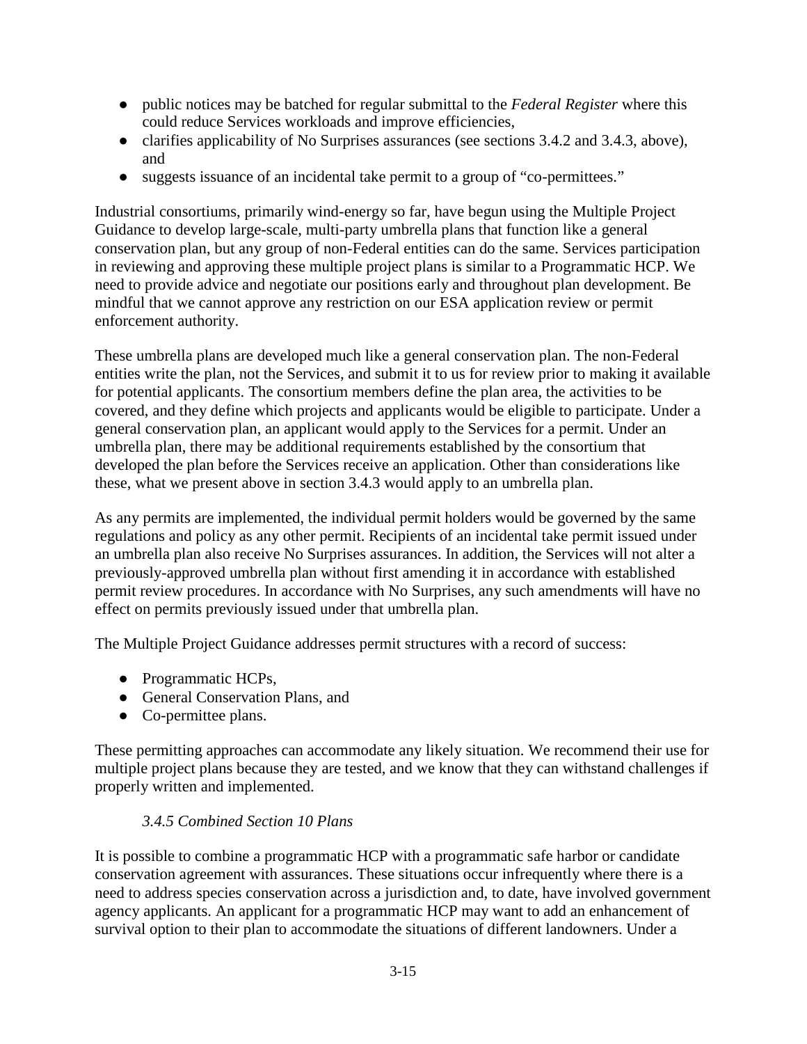- public notices may be batched for regular submittal to the *Federal Register* where this could reduce Services workloads and improve efficiencies,
- clarifies applicability of No Surprises assurances (see sections 3.4.2 and 3.4.3, above), and
- suggests issuance of an incidental take permit to a group of "co-permittees."

Industrial consortiums, primarily wind-energy so far, have begun using the Multiple Project Guidance to develop large-scale, multi-party umbrella plans that function like a general conservation plan, but any group of non-Federal entities can do the same. Services participation in reviewing and approving these multiple project plans is similar to a Programmatic HCP. We need to provide advice and negotiate our positions early and throughout plan development. Be mindful that we cannot approve any restriction on our ESA application review or permit enforcement authority.

These umbrella plans are developed much like a general conservation plan. The non-Federal entities write the plan, not the Services, and submit it to us for review prior to making it available for potential applicants. The consortium members define the plan area, the activities to be covered, and they define which projects and applicants would be eligible to participate. Under a general conservation plan, an applicant would apply to the Services for a permit. Under an umbrella plan, there may be additional requirements established by the consortium that developed the plan before the Services receive an application. Other than considerations like these, what we present above in section 3.4.3 would apply to an umbrella plan.

As any permits are implemented, the individual permit holders would be governed by the same regulations and policy as any other permit. Recipients of an incidental take permit issued under an umbrella plan also receive No Surprises assurances. In addition, the Services will not alter a previously-approved umbrella plan without first amending it in accordance with established permit review procedures. In accordance with No Surprises, any such amendments will have no effect on permits previously issued under that umbrella plan.

The Multiple Project Guidance addresses permit structures with a record of success:

- Programmatic HCPs,
- General Conservation Plans, and
- Co-permittee plans.

These permitting approaches can accommodate any likely situation. We recommend their use for multiple project plans because they are tested, and we know that they can withstand challenges if properly written and implemented.

#### *3.4.5 Combined Section 10 Plans*

It is possible to combine a programmatic HCP with a programmatic safe harbor or candidate conservation agreement with assurances. These situations occur infrequently where there is a need to address species conservation across a jurisdiction and, to date, have involved government agency applicants. An applicant for a programmatic HCP may want to add an enhancement of survival option to their plan to accommodate the situations of different landowners. Under a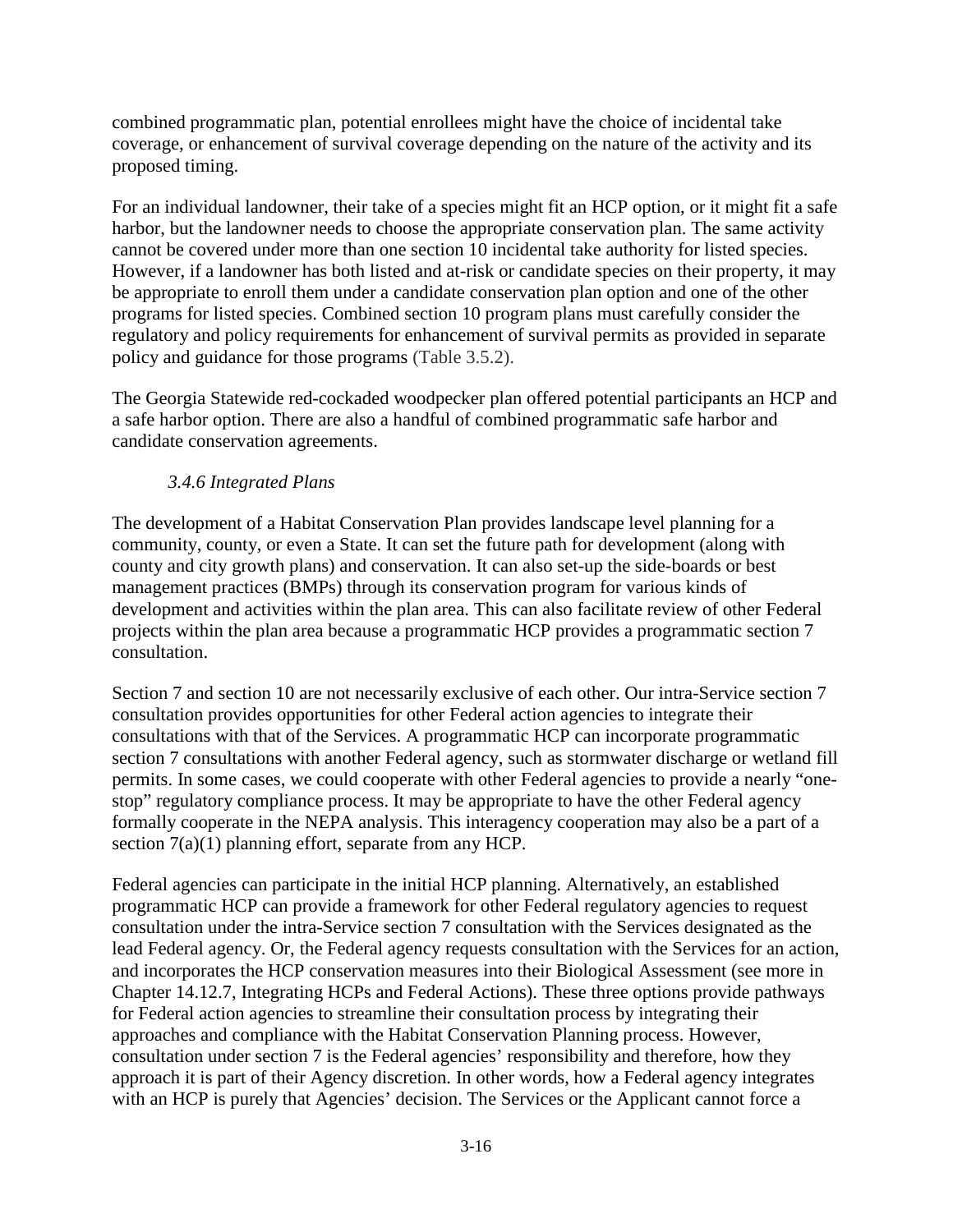combined programmatic plan, potential enrollees might have the choice of incidental take coverage, or enhancement of survival coverage depending on the nature of the activity and its proposed timing.

For an individual landowner, their take of a species might fit an HCP option, or it might fit a safe harbor, but the landowner needs to choose the appropriate conservation plan. The same activity cannot be covered under more than one section 10 incidental take authority for listed species. However, if a landowner has both listed and at-risk or candidate species on their property, it may be appropriate to enroll them under a candidate conservation plan option and one of the other programs for listed species. Combined section 10 program plans must carefully consider the regulatory and policy requirements for enhancement of survival permits as provided in separate policy and guidance for those programs (Table 3.5.2).

The Georgia Statewide red-cockaded woodpecker plan offered potential participants an HCP and a safe harbor option. There are also a handful of combined programmatic safe harbor and candidate conservation agreements.

### *3.4.6 Integrated Plans*

The development of a Habitat Conservation Plan provides landscape level planning for a community, county, or even a State. It can set the future path for development (along with county and city growth plans) and conservation. It can also set-up the side-boards or best management practices (BMPs) through its conservation program for various kinds of development and activities within the plan area. This can also facilitate review of other Federal projects within the plan area because a programmatic HCP provides a programmatic section 7 consultation.

Section 7 and section 10 are not necessarily exclusive of each other. Our intra-Service section 7 consultation provides opportunities for other Federal action agencies to integrate their consultations with that of the Services. A programmatic HCP can incorporate programmatic section 7 consultations with another Federal agency, such as stormwater discharge or wetland fill permits. In some cases, we could cooperate with other Federal agencies to provide a nearly "one-stop" regulatory compliance process. It may be appropriate to have the other Federal agency formally cooperate in the NEPA analysis. This interagency cooperation may also be a part of a section 7(a)(1) planning effort, separate from any HCP.

Federal agencies can participate in the initial HCP planning. Alternatively, an established programmatic HCP can provide a framework for other Federal regulatory agencies to request consultation under the intra-Service section 7 consultation with the Services designated as the lead Federal agency. Or, the Federal agency requests consultation with the Services for an action, and incorporates the HCP conservation measures into their Biological Assessment (see more in Chapter 14.12.7, Integrating HCPs and Federal Actions). These three options provide pathways for Federal action agencies to streamline their consultation process by integrating their approaches and compliance with the Habitat Conservation Planning process. However, consultation under section 7 is the Federal agencies' responsibility and therefore, how they approach it is part of their Agency discretion. In other words, how a Federal agency integrates with an HCP is purely that Agencies' decision. The Services or the Applicant cannot force a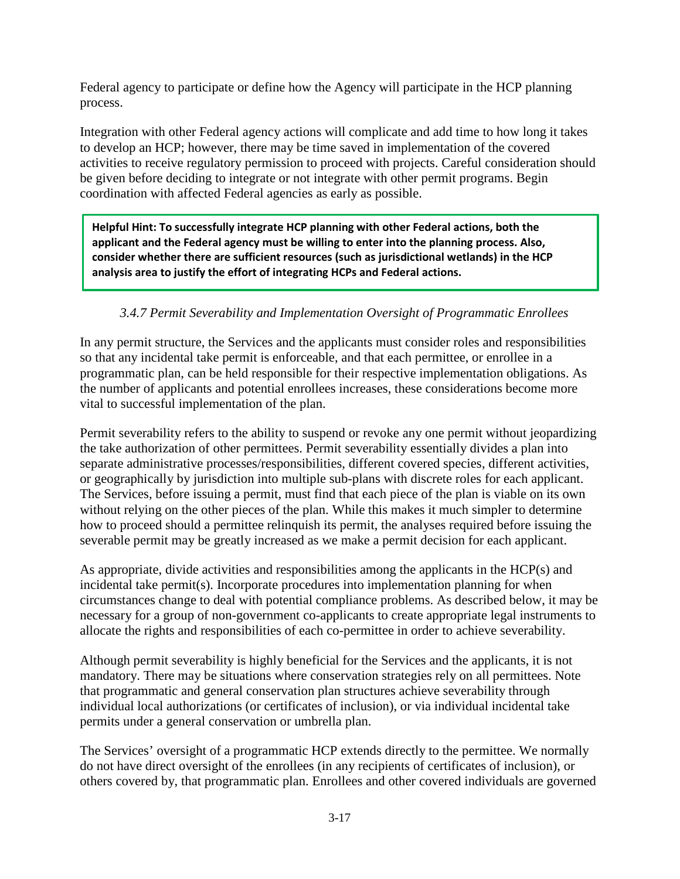Federal agency to participate or define how the Agency will participate in the HCP planning process.

Integration with other Federal agency actions will complicate and add time to how long it takes to develop an HCP; however, there may be time saved in implementation of the covered activities to receive regulatory permission to proceed with projects. Careful consideration should be given before deciding to integrate or not integrate with other permit programs. Begin coordination with affected Federal agencies as early as possible.

**Helpful Hint: To successfully integrate HCP planning with other Federal actions, both the applicant and the Federal agency must be willing to enter into the planning process. Also, consider whether there are sufficient resources (such as jurisdictional wetlands) in the HCP analysis area to justify the effort of integrating HCPs and Federal actions.**

### *3.4.7 Permit Severability and Implementation Oversight of Programmatic Enrollees*

In any permit structure, the Services and the applicants must consider roles and responsibilities so that any incidental take permit is enforceable, and that each permittee, or enrollee in a programmatic plan, can be held responsible for their respective implementation obligations. As the number of applicants and potential enrollees increases, these considerations become more vital to successful implementation of the plan.

Permit severability refers to the ability to suspend or revoke any one permit without jeopardizing the take authorization of other permittees. Permit severability essentially divides a plan into separate administrative processes/responsibilities, different covered species, different activities, or geographically by jurisdiction into multiple sub-plans with discrete roles for each applicant. The Services, before issuing a permit, must find that each piece of the plan is viable on its own without relying on the other pieces of the plan. While this makes it much simpler to determine how to proceed should a permittee relinquish its permit, the analyses required before issuing the severable permit may be greatly increased as we make a permit decision for each applicant.

As appropriate, divide activities and responsibilities among the applicants in the HCP(s) and incidental take permit(s). Incorporate procedures into implementation planning for when circumstances change to deal with potential compliance problems. As described below, it may be necessary for a group of non-government co-applicants to create appropriate legal instruments to allocate the rights and responsibilities of each co-permittee in order to achieve severability.

Although permit severability is highly beneficial for the Services and the applicants, it is not mandatory. There may be situations where conservation strategies rely on all permittees. Note that programmatic and general conservation plan structures achieve severability through individual local authorizations (or certificates of inclusion), or via individual incidental take permits under a general conservation or umbrella plan.

The Services' oversight of a programmatic HCP extends directly to the permittee. We normally do not have direct oversight of the enrollees (in any recipients of certificates of inclusion), or others covered by, that programmatic plan. Enrollees and other covered individuals are governed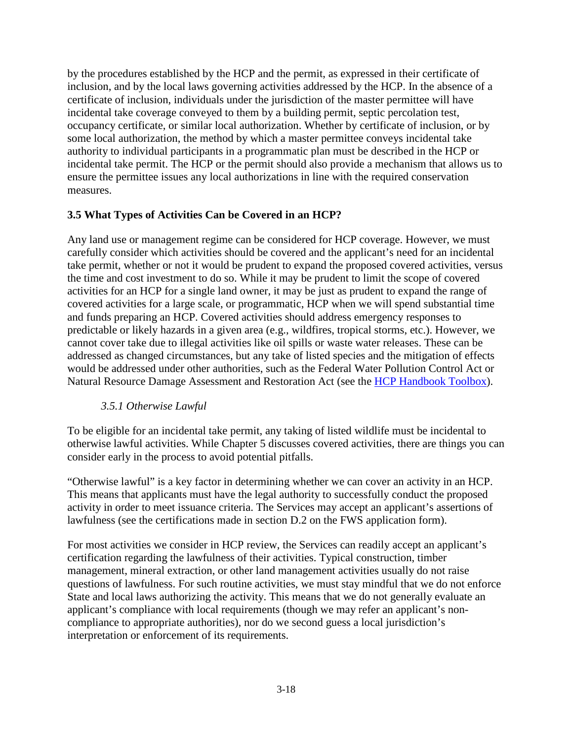by the procedures established by the HCP and the permit, as expressed in their certificate of inclusion, and by the local laws governing activities addressed by the HCP. In the absence of a certificate of inclusion, individuals under the jurisdiction of the master permittee will have incidental take coverage conveyed to them by a building permit, septic percolation test, occupancy certificate, or similar local authorization. Whether by certificate of inclusion, or by some local authorization, the method by which a master permittee conveys incidental take authority to individual participants in a programmatic plan must be described in the HCP or incidental take permit. The HCP or the permit should also provide a mechanism that allows us to ensure the permittee issues any local authorizations in line with the required conservation measures.

## 3.5 What Types of Activities Can be Covered in an HCP?

Any land use or management regime can be considered for HCP coverage. However, we must carefully consider which activities should be covered and the applicant's need for an incidental take permit, whether or not it would be prudent to expand the proposed covered activities, versus the time and cost investment to do so. While it may be prudent to limit the scope of covered activities for an HCP for a single land owner, it may be just as prudent to expand the range of covered activities for a large scale, or programmatic, HCP when we will spend substantial time and funds preparing an HCP. Covered activities should address emergency responses to predictable or likely hazards in a given area (e.g., wildfires, tropical storms, etc.). However, we cannot cover take due to illegal activities like oil spills or waste water releases. These can be addressed as changed circumstances, but any take of listed species and the mitigation of effects would be addressed under other authorities, such as the Federal Water Pollution Control Act or Natural Resource Damage Assessment and Restoration Act (see the HCP Handbook Toolbox).

### *3.5.1 Otherwise Lawful*

To be eligible for an incidental take permit, any taking of listed wildlife must be incidental to otherwise lawful activities. While Chapter 5 discusses covered activities, there are things you can consider early in the process to avoid potential pitfalls.

"Otherwise lawful" is a key factor in determining whether we can cover an activity in an HCP. This means that applicants must have the legal authority to successfully conduct the proposed activity in order to meet issuance criteria. The Services may accept an applicant's assertions of lawfulness (see the certifications made in section D.2 on the FWS application form).

For most activities we consider in HCP review, the Services can readily accept an applicant's certification regarding the lawfulness of their activities. Typical construction, timber management, mineral extraction, or other land management activities usually do not raise questions of lawfulness. For such routine activities, we must stay mindful that we do not enforce State and local laws authorizing the activity. This means that we do not generally evaluate an applicant's compliance with local requirements (though we may refer an applicant's non-compliance to appropriate authorities), nor do we second guess a local jurisdiction's interpretation or enforcement of its requirements.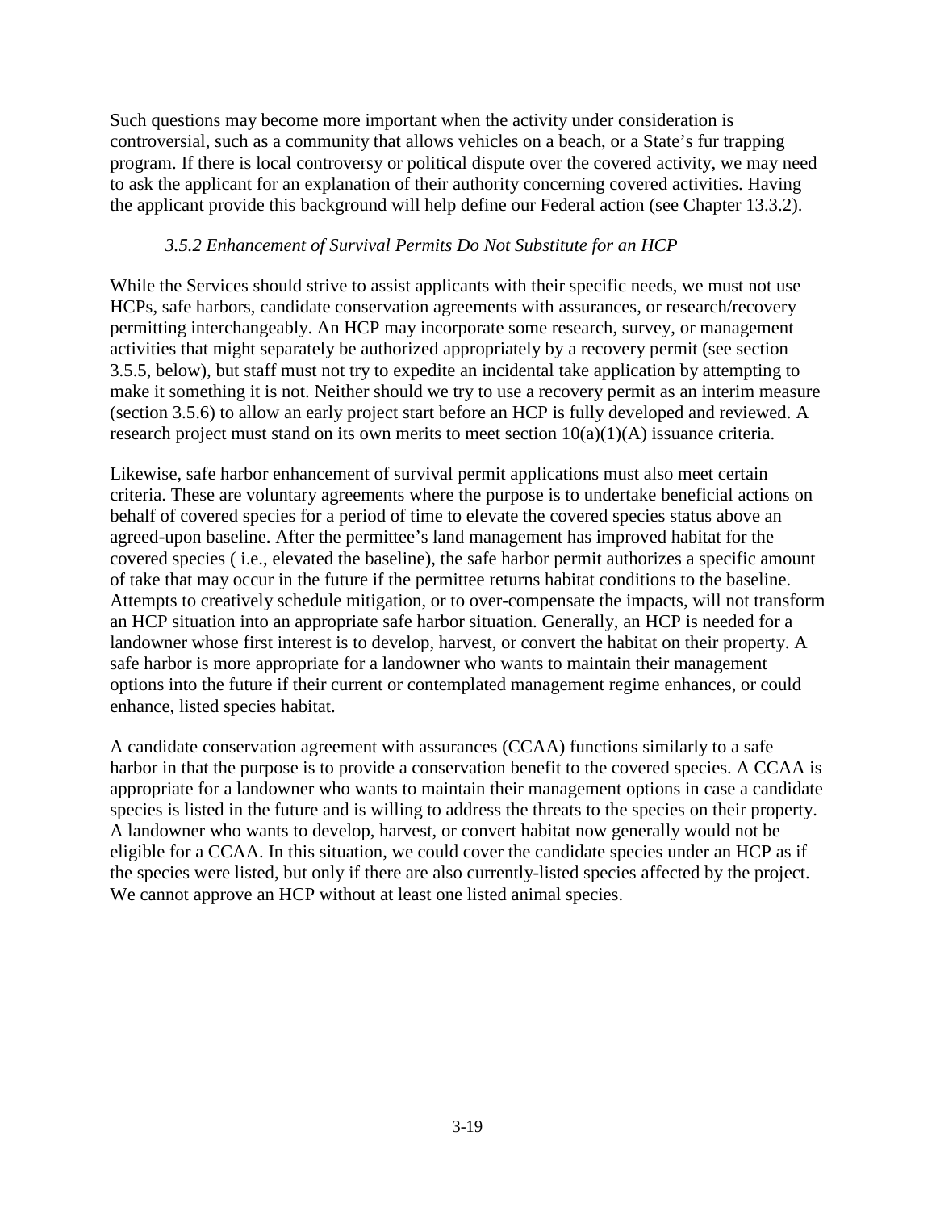Such questions may become more important when the activity under consideration is controversial, such as a community that allows vehicles on a beach, or a State's fur trapping program. If there is local controversy or political dispute over the covered activity, we may need to ask the applicant for an explanation of their authority concerning covered activities. Having the applicant provide this background will help define our Federal action (see Chapter 13.3.2).

### *3.5.2 Enhancement of Survival Permits Do Not Substitute for an HCP*

While the Services should strive to assist applicants with their specific needs, we must not use HCPs, safe harbors, candidate conservation agreements with assurances, or research/recovery permitting interchangeably. An HCP may incorporate some research, survey, or management activities that might separately be authorized appropriately by a recovery permit (see section 3.5.5, below), but staff must not try to expedite an incidental take application by attempting to make it something it is not. Neither should we try to use a recovery permit as an interim measure (section 3.5.6) to allow an early project start before an HCP is fully developed and reviewed. A research project must stand on its own merits to meet section 10(a)(1)(A) issuance criteria.

Likewise, safe harbor enhancement of survival permit applications must also meet certain criteria. These are voluntary agreements where the purpose is to undertake beneficial actions on behalf of covered species for a period of time to elevate the covered species status above an agreed-upon baseline. After the permittee's land management has improved habitat for the covered species ( i.e., elevated the baseline), the safe harbor permit authorizes a specific amount of take that may occur in the future if the permittee returns habitat conditions to the baseline. Attempts to creatively schedule mitigation, or to over-compensate the impacts, will not transform an HCP situation into an appropriate safe harbor situation. Generally, an HCP is needed for a landowner whose first interest is to develop, harvest, or convert the habitat on their property. A safe harbor is more appropriate for a landowner who wants to maintain their management options into the future if their current or contemplated management regime enhances, or could enhance, listed species habitat.

A candidate conservation agreement with assurances (CCAA) functions similarly to a safe harbor in that the purpose is to provide a conservation benefit to the covered species. A CCAA is appropriate for a landowner who wants to maintain their management options in case a candidate species is listed in the future and is willing to address the threats to the species on their property. A landowner who wants to develop, harvest, or convert habitat now generally would not be eligible for a CCAA. In this situation, we could cover the candidate species under an HCP as if the species were listed, but only if there are also currently-listed species affected by the project. We cannot approve an HCP without at least one listed animal species.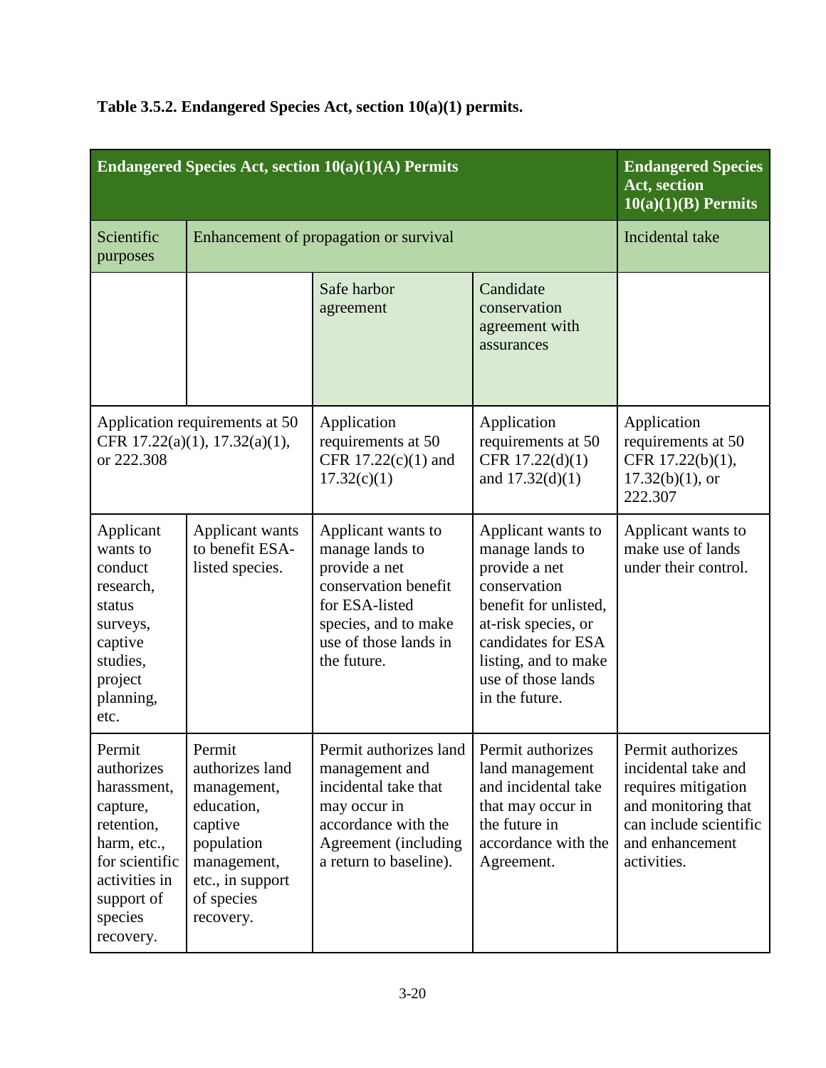**Table 3.5.2. Endangered Species Act, section 10(a)(1) permits.**

| Endangered Species Act, section 10(a)(1)(A) Permits | | | | Endangered Species Act, section 10(a)(1)(B) Permits |
|---|---|---|---|---|
| Scientific purposes | Enhancement of propagation or survival | | | Incidental take |
| | | Safe harbor agreement | Candidate conservation agreement with assurances | |
| Application requirements at 50 CFR 17.22(a)(1), 17.32(a)(1), or 222.308 | | Application requirements at 50 CFR 17.22(c)(1) and 17.32(c)(1) | Application requirements at 50 CFR 17.22(d)(1) and 17.32(d)(1) | Application requirements at 50 CFR 17.22(b)(1), 17.32(b)(1), or 222.307 |
| Applicant wants to conduct research, status surveys, captive studies, project planning, etc. | Applicant wants to benefit ESA-listed species. | Applicant wants to manage lands to provide a net conservation benefit for ESA-listed species, and to make use of those lands in the future. | Applicant wants to manage lands to provide a net conservation benefit for unlisted, at-risk species, or candidates for ESA listing, and to make use of those lands in the future. | Applicant wants to make use of lands under their control. |
| Permit authorizes harassment, capture, retention, harm, etc., for scientific activities in support of species recovery. | Permit authorizes land management, education, captive population management, etc., in support of species recovery. | Permit authorizes land management and incidental take that may occur in accordance with the Agreement (including a return to baseline). | Permit authorizes land management and incidental take that may occur in the future in accordance with the Agreement. | Permit authorizes incidental take and requires mitigation and monitoring that can include scientific and enhancement activities. |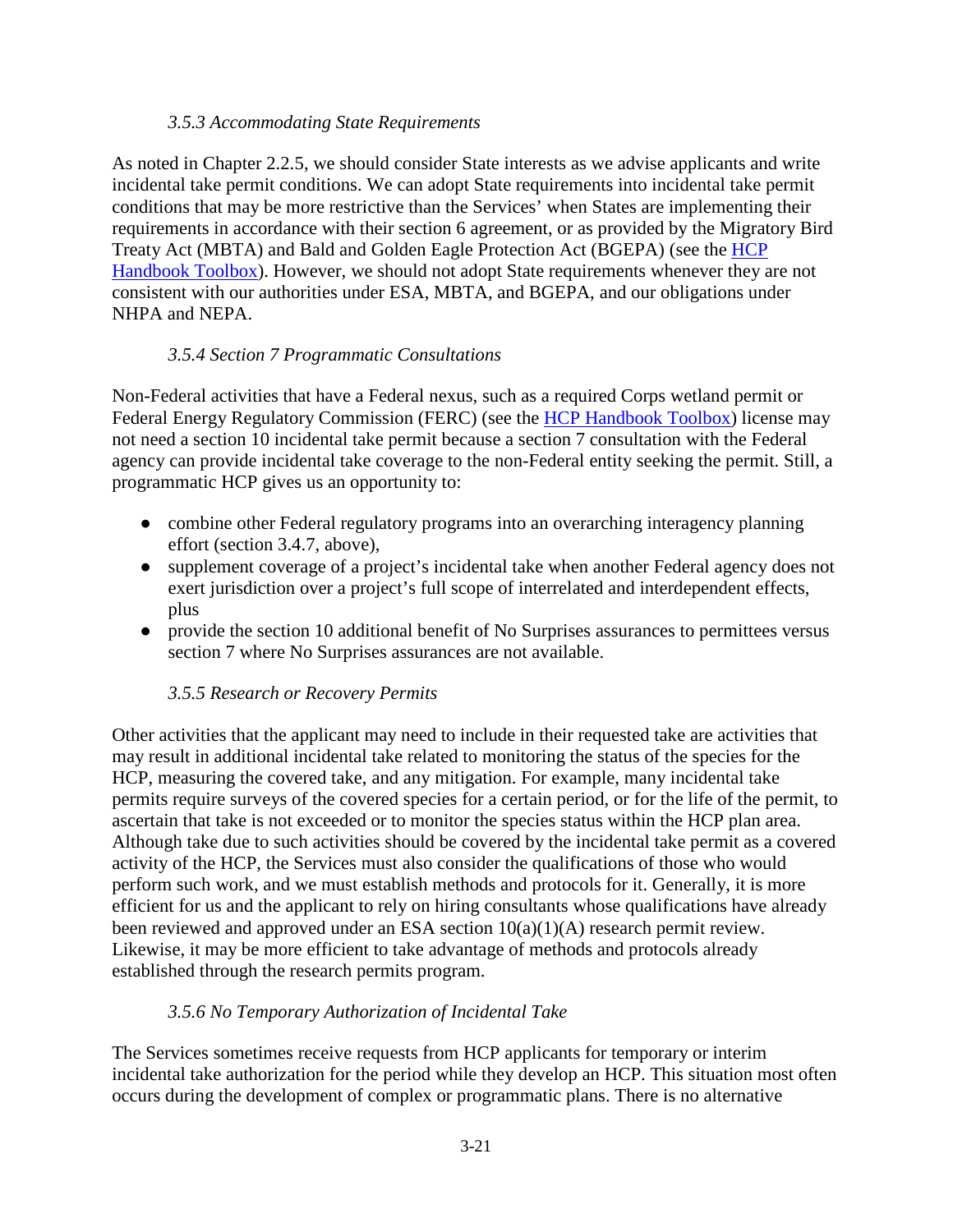### *3.5.3 Accommodating State Requirements*

As noted in Chapter 2.2.5, we should consider State interests as we advise applicants and write incidental take permit conditions. We can adopt State requirements into incidental take permit conditions that may be more restrictive than the Services' when States are implementing their requirements in accordance with their section 6 agreement, or as provided by the Migratory Bird Treaty Act (MBTA) and Bald and Golden Eagle Protection Act (BGEPA) (see the [HCP Handbook Toolbox]). However, we should not adopt State requirements whenever they are not consistent with our authorities under ESA, MBTA, and BGEPA, and our obligations under NHPA and NEPA.

### *3.5.4 Section 7 Programmatic Consultations*

Non-Federal activities that have a Federal nexus, such as a required Corps wetland permit or Federal Energy Regulatory Commission (FERC) (see the [HCP Handbook Toolbox]) license may not need a section 10 incidental take permit because a section 7 consultation with the Federal agency can provide incidental take coverage to the non-Federal entity seeking the permit. Still, a programmatic HCP gives us an opportunity to:

- combine other Federal regulatory programs into an overarching interagency planning effort (section 3.4.7, above),
- supplement coverage of a project's incidental take when another Federal agency does not exert jurisdiction over a project's full scope of interrelated and interdependent effects, plus
- provide the section 10 additional benefit of No Surprises assurances to permittees versus section 7 where No Surprises assurances are not available.

### *3.5.5 Research or Recovery Permits*

Other activities that the applicant may need to include in their requested take are activities that may result in additional incidental take related to monitoring the status of the species for the HCP, measuring the covered take, and any mitigation. For example, many incidental take permits require surveys of the covered species for a certain period, or for the life of the permit, to ascertain that take is not exceeded or to monitor the species status within the HCP plan area. Although take due to such activities should be covered by the incidental take permit as a covered activity of the HCP, the Services must also consider the qualifications of those who would perform such work, and we must establish methods and protocols for it. Generally, it is more efficient for us and the applicant to rely on hiring consultants whose qualifications have already been reviewed and approved under an ESA section 10(a)(1)(A) research permit review. Likewise, it may be more efficient to take advantage of methods and protocols already established through the research permits program.

### *3.5.6 No Temporary Authorization of Incidental Take*

The Services sometimes receive requests from HCP applicants for temporary or interim incidental take authorization for the period while they develop an HCP. This situation most often occurs during the development of complex or programmatic plans. There is no alternative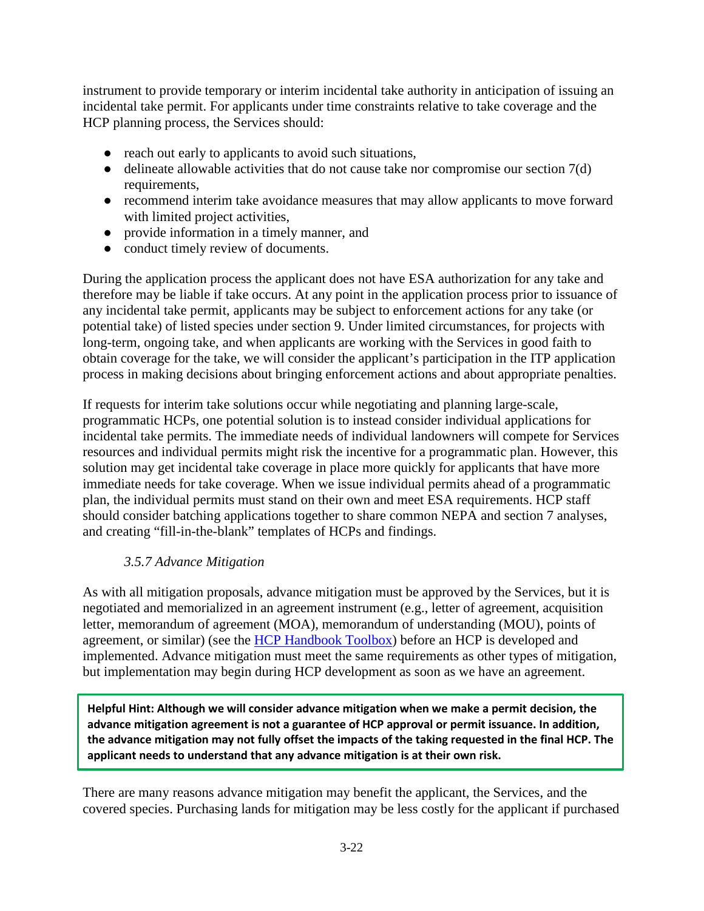instrument to provide temporary or interim incidental take authority in anticipation of issuing an incidental take permit. For applicants under time constraints relative to take coverage and the HCP planning process, the Services should:

- reach out early to applicants to avoid such situations,
- delineate allowable activities that do not cause take nor compromise our section 7(d) requirements,
- recommend interim take avoidance measures that may allow applicants to move forward with limited project activities,
- provide information in a timely manner, and
- conduct timely review of documents.

During the application process the applicant does not have ESA authorization for any take and therefore may be liable if take occurs. At any point in the application process prior to issuance of any incidental take permit, applicants may be subject to enforcement actions for any take (or potential take) of listed species under section 9. Under limited circumstances, for projects with long-term, ongoing take, and when applicants are working with the Services in good faith to obtain coverage for the take, we will consider the applicant's participation in the ITP application process in making decisions about bringing enforcement actions and about appropriate penalties.

If requests for interim take solutions occur while negotiating and planning large-scale, programmatic HCPs, one potential solution is to instead consider individual applications for incidental take permits. The immediate needs of individual landowners will compete for Services resources and individual permits might risk the incentive for a programmatic plan. However, this solution may get incidental take coverage in place more quickly for applicants that have more immediate needs for take coverage. When we issue individual permits ahead of a programmatic plan, the individual permits must stand on their own and meet ESA requirements. HCP staff should consider batching applications together to share common NEPA and section 7 analyses, and creating "fill-in-the-blank" templates of HCPs and findings.

### *3.5.7 Advance Mitigation*

As with all mitigation proposals, advance mitigation must be approved by the Services, but it is negotiated and memorialized in an agreement instrument (e.g., letter of agreement, acquisition letter, memorandum of agreement (MOA), memorandum of understanding (MOU), points of agreement, or similar) (see the [HCP Handbook Toolbox]) before an HCP is developed and implemented. Advance mitigation must meet the same requirements as other types of mitigation, but implementation may begin during HCP development as soon as we have an agreement.

> **Helpful Hint: Although we will consider advance mitigation when we make a permit decision, the advance mitigation agreement is not a guarantee of HCP approval or permit issuance. In addition, the advance mitigation may not fully offset the impacts of the taking requested in the final HCP. The applicant needs to understand that any advance mitigation is at their own risk.**

There are many reasons advance mitigation may benefit the applicant, the Services, and the covered species. Purchasing lands for mitigation may be less costly for the applicant if purchased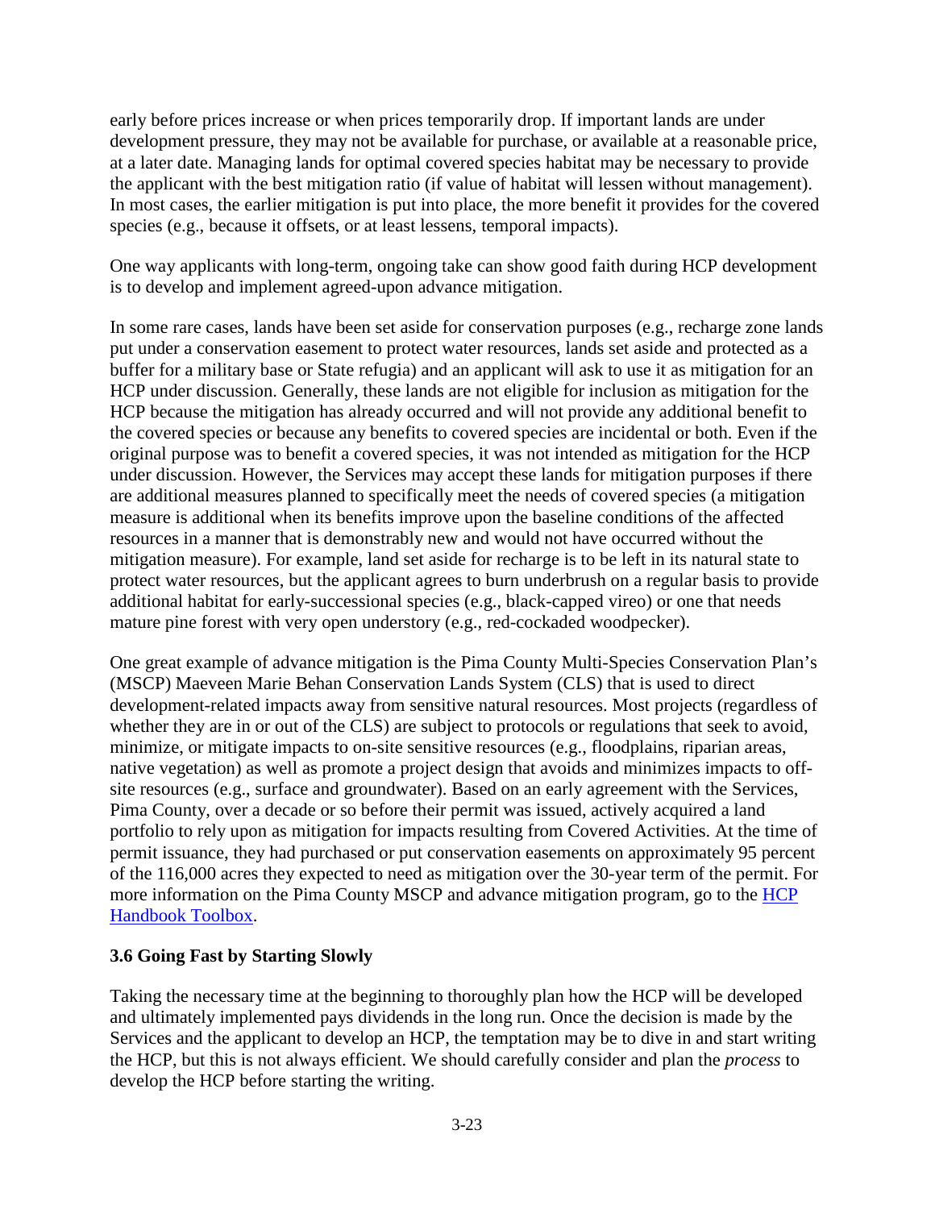early before prices increase or when prices temporarily drop. If important lands are under development pressure, they may not be available for purchase, or available at a reasonable price, at a later date. Managing lands for optimal covered species habitat may be necessary to provide the applicant with the best mitigation ratio (if value of habitat will lessen without management). In most cases, the earlier mitigation is put into place, the more benefit it provides for the covered species (e.g., because it offsets, or at least lessens, temporal impacts).

One way applicants with long-term, ongoing take can show good faith during HCP development is to develop and implement agreed-upon advance mitigation.

In some rare cases, lands have been set aside for conservation purposes (e.g., recharge zone lands put under a conservation easement to protect water resources, lands set aside and protected as a buffer for a military base or State refugia) and an applicant will ask to use it as mitigation for an HCP under discussion. Generally, these lands are not eligible for inclusion as mitigation for the HCP because the mitigation has already occurred and will not provide any additional benefit to the covered species or because any benefits to covered species are incidental or both. Even if the original purpose was to benefit a covered species, it was not intended as mitigation for the HCP under discussion. However, the Services may accept these lands for mitigation purposes if there are additional measures planned to specifically meet the needs of covered species (a mitigation measure is additional when its benefits improve upon the baseline conditions of the affected resources in a manner that is demonstrably new and would not have occurred without the mitigation measure). For example, land set aside for recharge is to be left in its natural state to protect water resources, but the applicant agrees to burn underbrush on a regular basis to provide additional habitat for early-successional species (e.g., black-capped vireo) or one that needs mature pine forest with very open understory (e.g., red-cockaded woodpecker).

One great example of advance mitigation is the Pima County Multi-Species Conservation Plan's (MSCP) Maeveen Marie Behan Conservation Lands System (CLS) that is used to direct development-related impacts away from sensitive natural resources. Most projects (regardless of whether they are in or out of the CLS) are subject to protocols or regulations that seek to avoid, minimize, or mitigate impacts to on-site sensitive resources (e.g., floodplains, riparian areas, native vegetation) as well as promote a project design that avoids and minimizes impacts to off-site resources (e.g., surface and groundwater). Based on an early agreement with the Services, Pima County, over a decade or so before their permit was issued, actively acquired a land portfolio to rely upon as mitigation for impacts resulting from Covered Activities. At the time of permit issuance, they had purchased or put conservation easements on approximately 95 percent of the 116,000 acres they expected to need as mitigation over the 30-year term of the permit. For more information on the Pima County MSCP and advance mitigation program, go to the [HCP Handbook Toolbox](#).

### 3.6 Going Fast by Starting Slowly

Taking the necessary time at the beginning to thoroughly plan how the HCP will be developed and ultimately implemented pays dividends in the long run. Once the decision is made by the Services and the applicant to develop an HCP, the temptation may be to dive in and start writing the HCP, but this is not always efficient. We should carefully consider and plan the *process* to develop the HCP before starting the writing.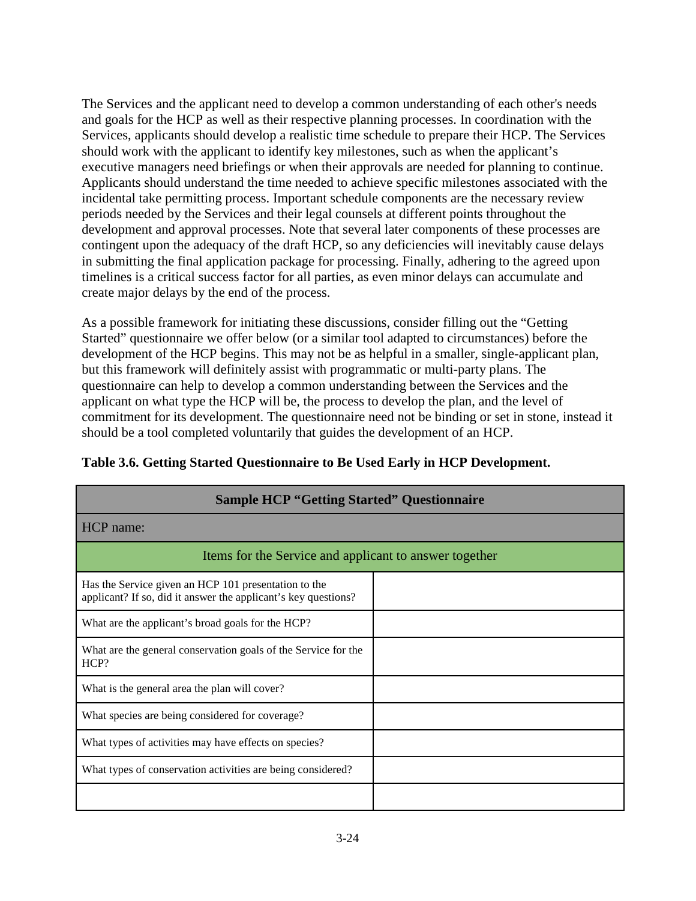The Services and the applicant need to develop a common understanding of each other's needs and goals for the HCP as well as their respective planning processes. In coordination with the Services, applicants should develop a realistic time schedule to prepare their HCP. The Services should work with the applicant to identify key milestones, such as when the applicant's executive managers need briefings or when their approvals are needed for planning to continue. Applicants should understand the time needed to achieve specific milestones associated with the incidental take permitting process. Important schedule components are the necessary review periods needed by the Services and their legal counsels at different points throughout the development and approval processes. Note that several later components of these processes are contingent upon the adequacy of the draft HCP, so any deficiencies will inevitably cause delays in submitting the final application package for processing. Finally, adhering to the agreed upon timelines is a critical success factor for all parties, as even minor delays can accumulate and create major delays by the end of the process.

As a possible framework for initiating these discussions, consider filling out the "Getting Started" questionnaire we offer below (or a similar tool adapted to circumstances) before the development of the HCP begins. This may not be as helpful in a smaller, single-applicant plan, but this framework will definitely assist with programmatic or multi-party plans. The questionnaire can help to develop a common understanding between the Services and the applicant on what type the HCP will be, the process to develop the plan, and the level of commitment for its development. The questionnaire need not be binding or set in stone, instead it should be a tool completed voluntarily that guides the development of an HCP.

**Table 3.6. Getting Started Questionnaire to Be Used Early in HCP Development.**

| **Sample HCP "Getting Started" Questionnaire** | |
|---|---|
| HCP name: | |
| Items for the Service and applicant to answer together | |
| Has the Service given an HCP 101 presentation to the applicant? If so, did it answer the applicant's key questions? | |
| What are the applicant's broad goals for the HCP? | |
| What are the general conservation goals of the Service for the HCP? | |
| What is the general area the plan will cover? | |
| What species are being considered for coverage? | |
| What types of activities may have effects on species? | |
| What types of conservation activities are being considered? | |
| | |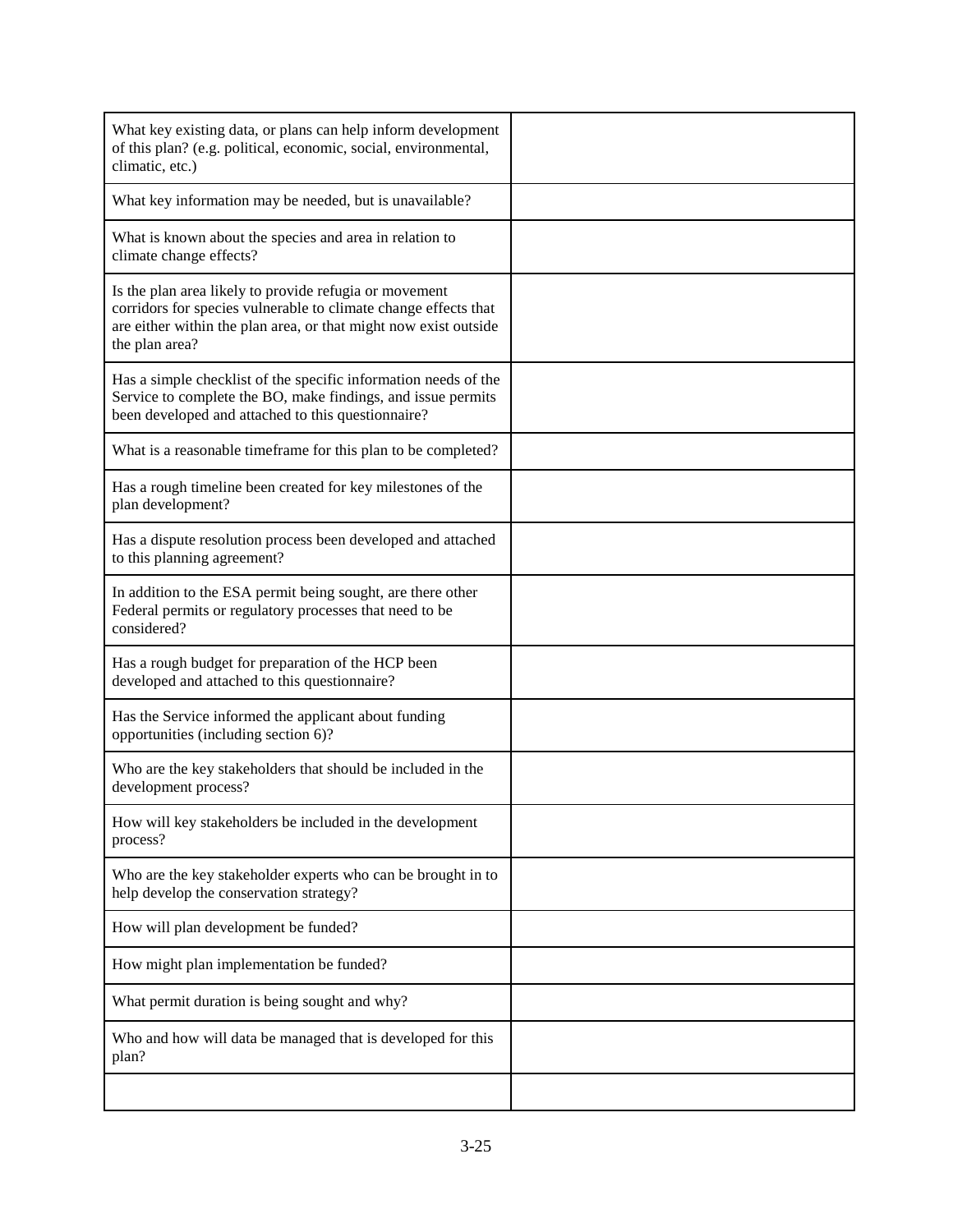| | |
|---|---|
| What key existing data, or plans can help inform development of this plan? (e.g. political, economic, social, environmental, climatic, etc.) | |
| What key information may be needed, but is unavailable? | |
| What is known about the species and area in relation to climate change effects? | |
| Is the plan area likely to provide refugia or movement corridors for species vulnerable to climate change effects that are either within the plan area, or that might now exist outside the plan area? | |
| Has a simple checklist of the specific information needs of the Service to complete the BO, make findings, and issue permits been developed and attached to this questionnaire? | |
| What is a reasonable timeframe for this plan to be completed? | |
| Has a rough timeline been created for key milestones of the plan development? | |
| Has a dispute resolution process been developed and attached to this planning agreement? | |
| In addition to the ESA permit being sought, are there other Federal permits or regulatory processes that need to be considered? | |
| Has a rough budget for preparation of the HCP been developed and attached to this questionnaire? | |
| Has the Service informed the applicant about funding opportunities (including section 6)? | |
| Who are the key stakeholders that should be included in the development process? | |
| How will key stakeholders be included in the development process? | |
| Who are the key stakeholder experts who can be brought in to help develop the conservation strategy? | |
| How will plan development be funded? | |
| How might plan implementation be funded? | |
| What permit duration is being sought and why? | |
| Who and how will data be managed that is developed for this plan? | |
| | |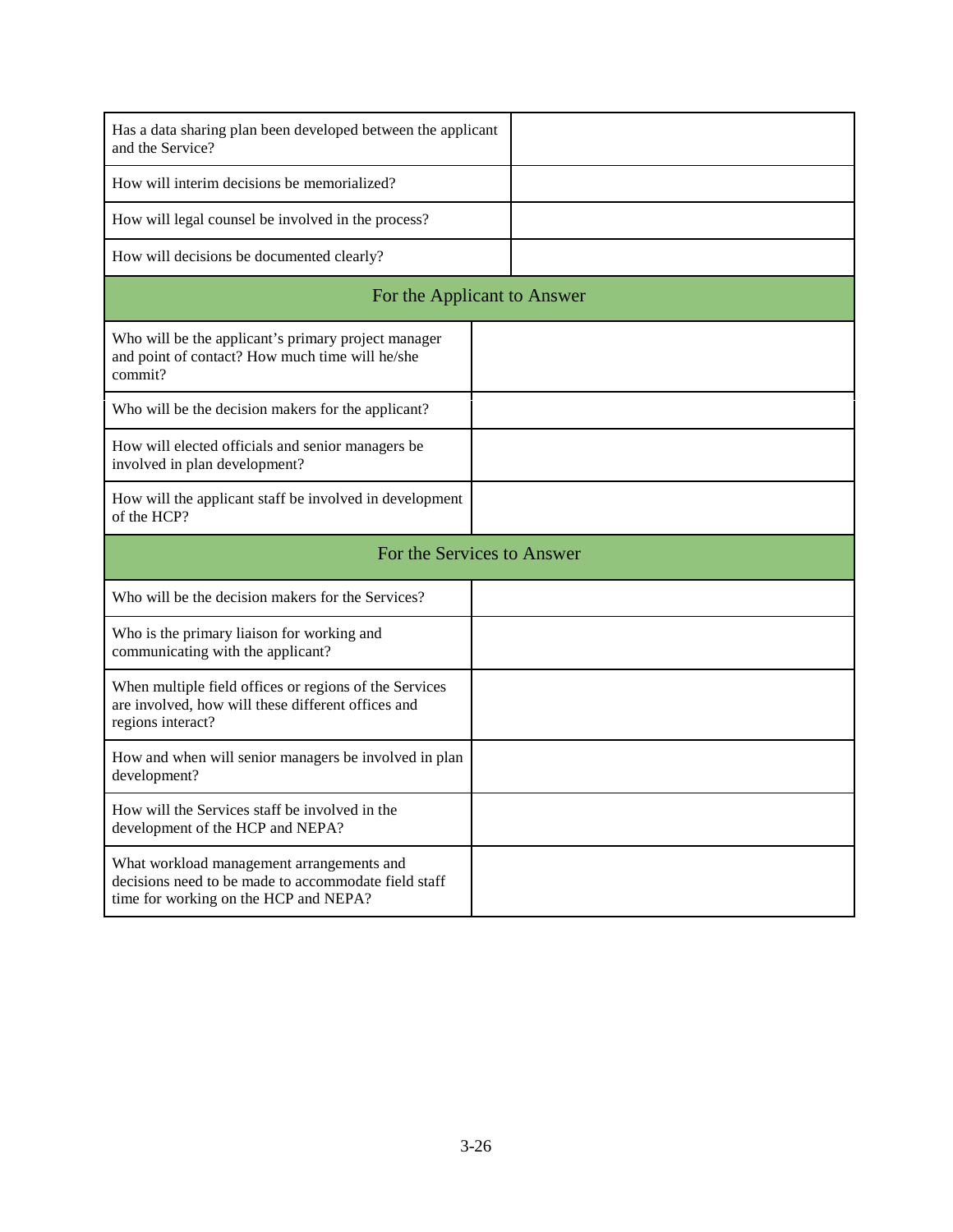| | |
|---|---|
| Has a data sharing plan been developed between the applicant and the Service? | |
| How will interim decisions be memorialized? | |
| How will legal counsel be involved in the process? | |
| How will decisions be documented clearly? | |
| **For the Applicant to Answer** | |
| Who will be the applicant's primary project manager and point of contact? How much time will he/she commit? | |
| Who will be the decision makers for the applicant? | |
| How will elected officials and senior managers be involved in plan development? | |
| How will the applicant staff be involved in development of the HCP? | |
| **For the Services to Answer** | |
| Who will be the decision makers for the Services? | |
| Who is the primary liaison for working and communicating with the applicant? | |
| When multiple field offices or regions of the Services are involved, how will these different offices and regions interact? | |
| How and when will senior managers be involved in plan development? | |
| How will the Services staff be involved in the development of the HCP and NEPA? | |
| What workload management arrangements and decisions need to be made to accommodate field staff time for working on the HCP and NEPA? | |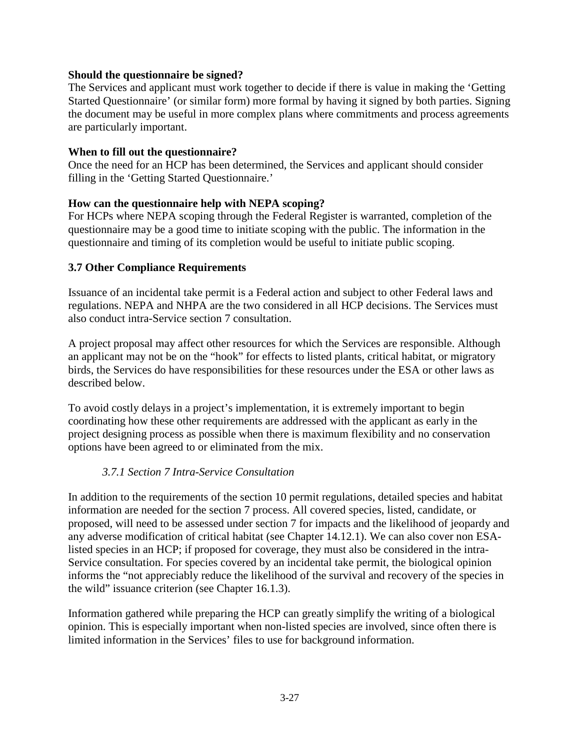**Should the questionnaire be signed?**

The Services and applicant must work together to decide if there is value in making the 'Getting Started Questionnaire' (or similar form) more formal by having it signed by both parties. Signing the document may be useful in more complex plans where commitments and process agreements are particularly important.

**When to fill out the questionnaire?**

Once the need for an HCP has been determined, the Services and applicant should consider filling in the 'Getting Started Questionnaire.'

**How can the questionnaire help with NEPA scoping?**

For HCPs where NEPA scoping through the Federal Register is warranted, completion of the questionnaire may be a good time to initiate scoping with the public. The information in the questionnaire and timing of its completion would be useful to initiate public scoping.

## 3.7 Other Compliance Requirements

Issuance of an incidental take permit is a Federal action and subject to other Federal laws and regulations. NEPA and NHPA are the two considered in all HCP decisions. The Services must also conduct intra-Service section 7 consultation.

A project proposal may affect other resources for which the Services are responsible. Although an applicant may not be on the "hook" for effects to listed plants, critical habitat, or migratory birds, the Services do have responsibilities for these resources under the ESA or other laws as described below.

To avoid costly delays in a project's implementation, it is extremely important to begin coordinating how these other requirements are addressed with the applicant as early in the project designing process as possible when there is maximum flexibility and no conservation options have been agreed to or eliminated from the mix.

### *3.7.1 Section 7 Intra-Service Consultation*

In addition to the requirements of the section 10 permit regulations, detailed species and habitat information are needed for the section 7 process. All covered species, listed, candidate, or proposed, will need to be assessed under section 7 for impacts and the likelihood of jeopardy and any adverse modification of critical habitat (see Chapter 14.12.1). We can also cover non ESA-listed species in an HCP; if proposed for coverage, they must also be considered in the intra-Service consultation. For species covered by an incidental take permit, the biological opinion informs the "not appreciably reduce the likelihood of the survival and recovery of the species in the wild" issuance criterion (see Chapter 16.1.3).

Information gathered while preparing the HCP can greatly simplify the writing of a biological opinion. This is especially important when non-listed species are involved, since often there is limited information in the Services' files to use for background information.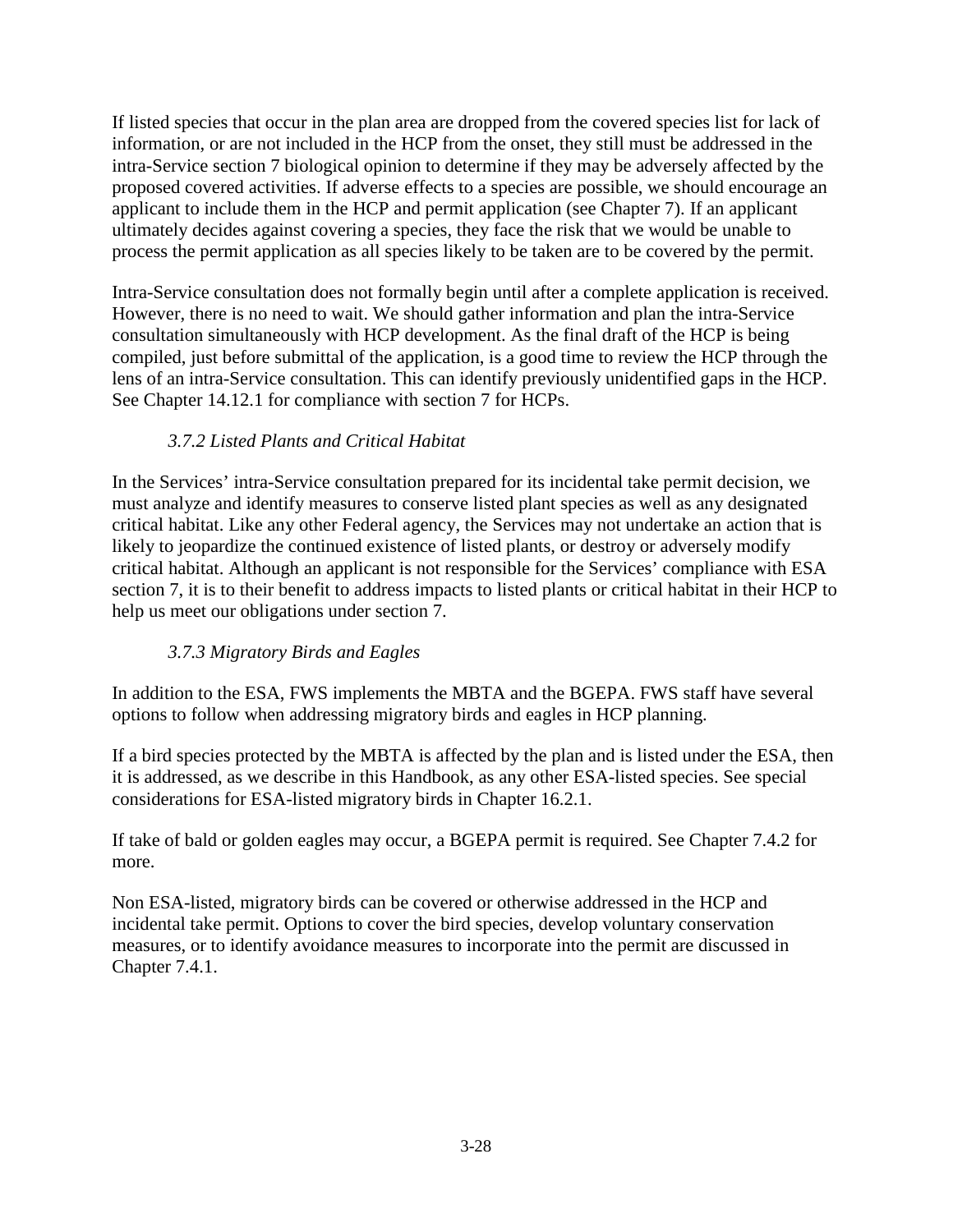If listed species that occur in the plan area are dropped from the covered species list for lack of information, or are not included in the HCP from the onset, they still must be addressed in the intra-Service section 7 biological opinion to determine if they may be adversely affected by the proposed covered activities. If adverse effects to a species are possible, we should encourage an applicant to include them in the HCP and permit application (see Chapter 7). If an applicant ultimately decides against covering a species, they face the risk that we would be unable to process the permit application as all species likely to be taken are to be covered by the permit.

Intra-Service consultation does not formally begin until after a complete application is received. However, there is no need to wait. We should gather information and plan the intra-Service consultation simultaneously with HCP development. As the final draft of the HCP is being compiled, just before submittal of the application, is a good time to review the HCP through the lens of an intra-Service consultation. This can identify previously unidentified gaps in the HCP. See Chapter 14.12.1 for compliance with section 7 for HCPs.

### *3.7.2 Listed Plants and Critical Habitat*

In the Services' intra-Service consultation prepared for its incidental take permit decision, we must analyze and identify measures to conserve listed plant species as well as any designated critical habitat. Like any other Federal agency, the Services may not undertake an action that is likely to jeopardize the continued existence of listed plants, or destroy or adversely modify critical habitat. Although an applicant is not responsible for the Services' compliance with ESA section 7, it is to their benefit to address impacts to listed plants or critical habitat in their HCP to help us meet our obligations under section 7.

### *3.7.3 Migratory Birds and Eagles*

In addition to the ESA, FWS implements the MBTA and the BGEPA. FWS staff have several options to follow when addressing migratory birds and eagles in HCP planning.

If a bird species protected by the MBTA is affected by the plan and is listed under the ESA, then it is addressed, as we describe in this Handbook, as any other ESA-listed species. See special considerations for ESA-listed migratory birds in Chapter 16.2.1.

If take of bald or golden eagles may occur, a BGEPA permit is required. See Chapter 7.4.2 for more.

Non ESA-listed, migratory birds can be covered or otherwise addressed in the HCP and incidental take permit. Options to cover the bird species, develop voluntary conservation measures, or to identify avoidance measures to incorporate into the permit are discussed in Chapter 7.4.1.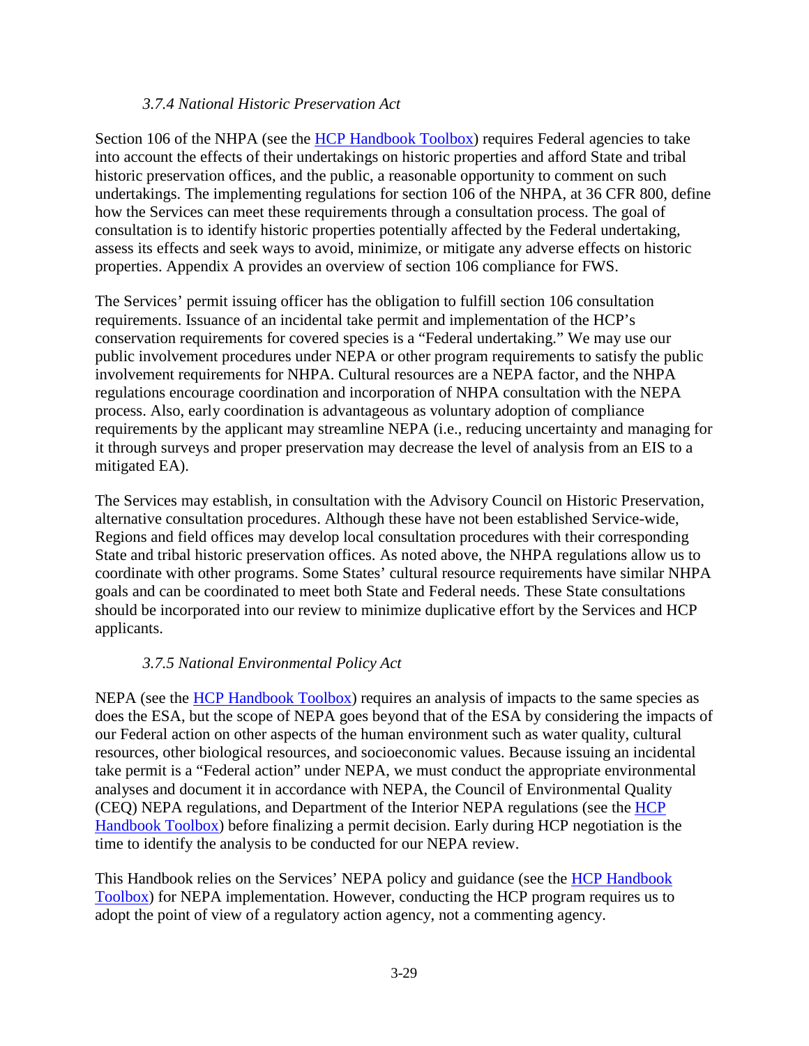### *3.7.4 National Historic Preservation Act*

Section 106 of the NHPA (see the [HCP Handbook Toolbox]) requires Federal agencies to take into account the effects of their undertakings on historic properties and afford State and tribal historic preservation offices, and the public, a reasonable opportunity to comment on such undertakings. The implementing regulations for section 106 of the NHPA, at 36 CFR 800, define how the Services can meet these requirements through a consultation process. The goal of consultation is to identify historic properties potentially affected by the Federal undertaking, assess its effects and seek ways to avoid, minimize, or mitigate any adverse effects on historic properties. Appendix A provides an overview of section 106 compliance for FWS.

The Services' permit issuing officer has the obligation to fulfill section 106 consultation requirements. Issuance of an incidental take permit and implementation of the HCP's conservation requirements for covered species is a "Federal undertaking." We may use our public involvement procedures under NEPA or other program requirements to satisfy the public involvement requirements for NHPA. Cultural resources are a NEPA factor, and the NHPA regulations encourage coordination and incorporation of NHPA consultation with the NEPA process. Also, early coordination is advantageous as voluntary adoption of compliance requirements by the applicant may streamline NEPA (i.e., reducing uncertainty and managing for it through surveys and proper preservation may decrease the level of analysis from an EIS to a mitigated EA).

The Services may establish, in consultation with the Advisory Council on Historic Preservation, alternative consultation procedures. Although these have not been established Service-wide, Regions and field offices may develop local consultation procedures with their corresponding State and tribal historic preservation offices. As noted above, the NHPA regulations allow us to coordinate with other programs. Some States' cultural resource requirements have similar NHPA goals and can be coordinated to meet both State and Federal needs. These State consultations should be incorporated into our review to minimize duplicative effort by the Services and HCP applicants.

### *3.7.5 National Environmental Policy Act*

NEPA (see the [HCP Handbook Toolbox]) requires an analysis of impacts to the same species as does the ESA, but the scope of NEPA goes beyond that of the ESA by considering the impacts of our Federal action on other aspects of the human environment such as water quality, cultural resources, other biological resources, and socioeconomic values. Because issuing an incidental take permit is a "Federal action" under NEPA, we must conduct the appropriate environmental analyses and document it in accordance with NEPA, the Council of Environmental Quality (CEQ) NEPA regulations, and Department of the Interior NEPA regulations (see the [HCP Handbook Toolbox]) before finalizing a permit decision. Early during HCP negotiation is the time to identify the analysis to be conducted for our NEPA review.

This Handbook relies on the Services' NEPA policy and guidance (see the [HCP Handbook Toolbox]) for NEPA implementation. However, conducting the HCP program requires us to adopt the point of view of a regulatory action agency, not a commenting agency.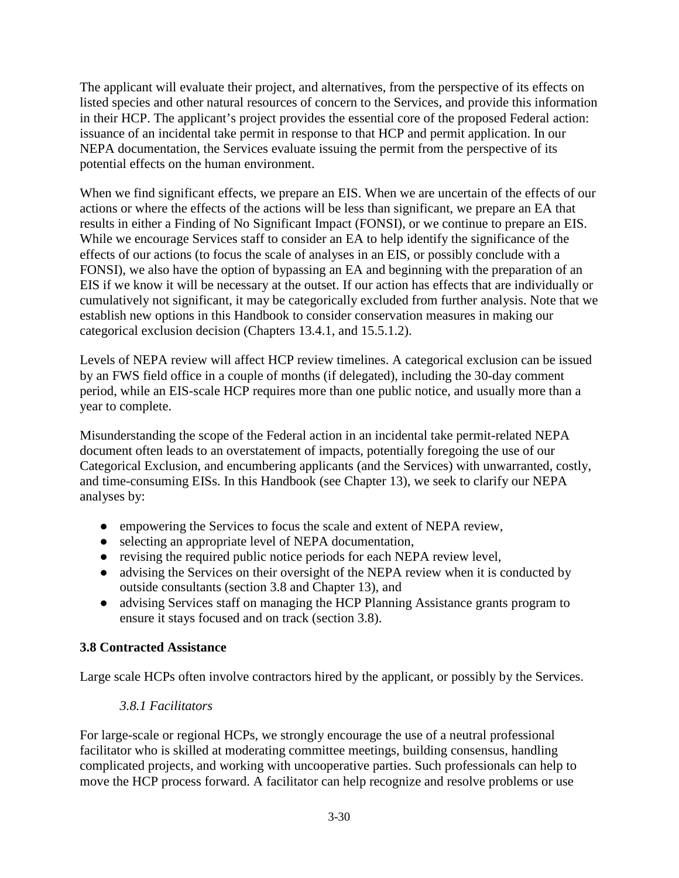The applicant will evaluate their project, and alternatives, from the perspective of its effects on listed species and other natural resources of concern to the Services, and provide this information in their HCP. The applicant's project provides the essential core of the proposed Federal action: issuance of an incidental take permit in response to that HCP and permit application. In our NEPA documentation, the Services evaluate issuing the permit from the perspective of its potential effects on the human environment.

When we find significant effects, we prepare an EIS. When we are uncertain of the effects of our actions or where the effects of the actions will be less than significant, we prepare an EA that results in either a Finding of No Significant Impact (FONSI), or we continue to prepare an EIS. While we encourage Services staff to consider an EA to help identify the significance of the effects of our actions (to focus the scale of analyses in an EIS, or possibly conclude with a FONSI), we also have the option of bypassing an EA and beginning with the preparation of an EIS if we know it will be necessary at the outset. If our action has effects that are individually or cumulatively not significant, it may be categorically excluded from further analysis. Note that we establish new options in this Handbook to consider conservation measures in making our categorical exclusion decision (Chapters 13.4.1, and 15.5.1.2).

Levels of NEPA review will affect HCP review timelines. A categorical exclusion can be issued by an FWS field office in a couple of months (if delegated), including the 30-day comment period, while an EIS-scale HCP requires more than one public notice, and usually more than a year to complete.

Misunderstanding the scope of the Federal action in an incidental take permit-related NEPA document often leads to an overstatement of impacts, potentially foregoing the use of our Categorical Exclusion, and encumbering applicants (and the Services) with unwarranted, costly, and time-consuming EISs. In this Handbook (see Chapter 13), we seek to clarify our NEPA analyses by:

- empowering the Services to focus the scale and extent of NEPA review,
- selecting an appropriate level of NEPA documentation,
- revising the required public notice periods for each NEPA review level,
- advising the Services on their oversight of the NEPA review when it is conducted by outside consultants (section 3.8 and Chapter 13), and
- advising Services staff on managing the HCP Planning Assistance grants program to ensure it stays focused and on track (section 3.8).

## 3.8 Contracted Assistance

Large scale HCPs often involve contractors hired by the applicant, or possibly by the Services.

### *3.8.1 Facilitators*

For large-scale or regional HCPs, we strongly encourage the use of a neutral professional facilitator who is skilled at moderating committee meetings, building consensus, handling complicated projects, and working with uncooperative parties. Such professionals can help to move the HCP process forward. A facilitator can help recognize and resolve problems or use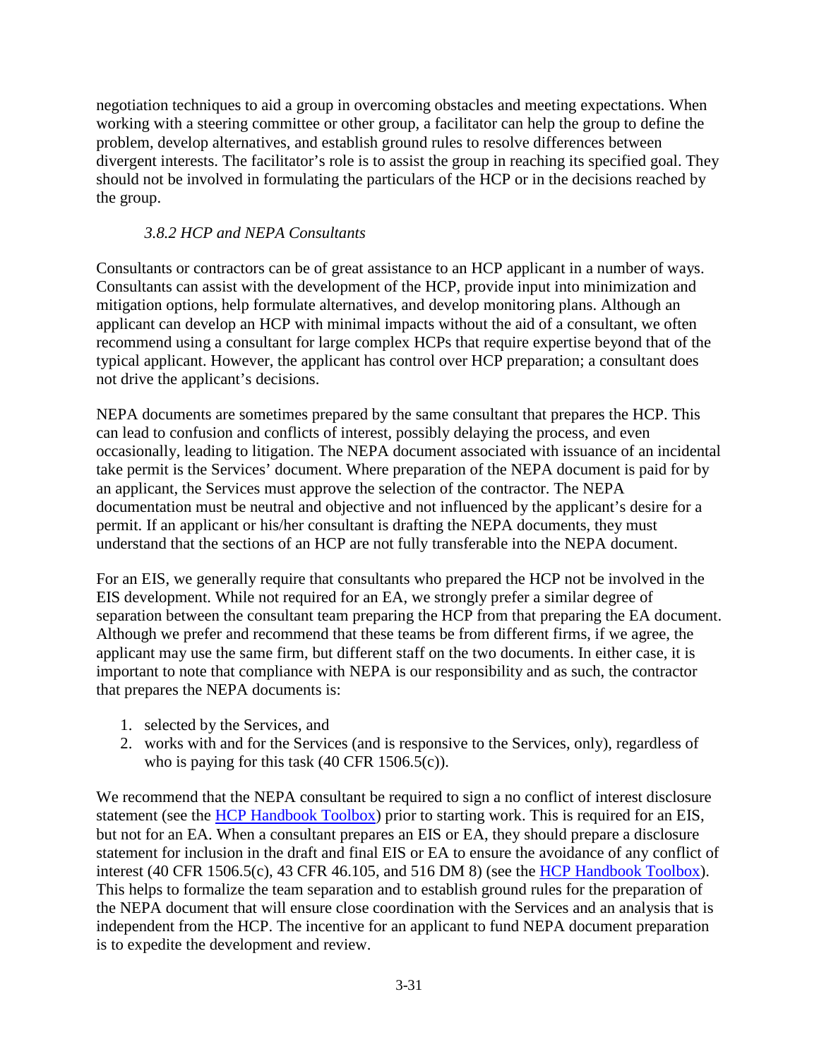negotiation techniques to aid a group in overcoming obstacles and meeting expectations. When working with a steering committee or other group, a facilitator can help the group to define the problem, develop alternatives, and establish ground rules to resolve differences between divergent interests. The facilitator's role is to assist the group in reaching its specified goal. They should not be involved in formulating the particulars of the HCP or in the decisions reached by the group.

### *3.8.2 HCP and NEPA Consultants*

Consultants or contractors can be of great assistance to an HCP applicant in a number of ways. Consultants can assist with the development of the HCP, provide input into minimization and mitigation options, help formulate alternatives, and develop monitoring plans. Although an applicant can develop an HCP with minimal impacts without the aid of a consultant, we often recommend using a consultant for large complex HCPs that require expertise beyond that of the typical applicant. However, the applicant has control over HCP preparation; a consultant does not drive the applicant's decisions.

NEPA documents are sometimes prepared by the same consultant that prepares the HCP. This can lead to confusion and conflicts of interest, possibly delaying the process, and even occasionally, leading to litigation. The NEPA document associated with issuance of an incidental take permit is the Services' document. Where preparation of the NEPA document is paid for by an applicant, the Services must approve the selection of the contractor. The NEPA documentation must be neutral and objective and not influenced by the applicant's desire for a permit. If an applicant or his/her consultant is drafting the NEPA documents, they must understand that the sections of an HCP are not fully transferable into the NEPA document.

For an EIS, we generally require that consultants who prepared the HCP not be involved in the EIS development. While not required for an EA, we strongly prefer a similar degree of separation between the consultant team preparing the HCP from that preparing the EA document. Although we prefer and recommend that these teams be from different firms, if we agree, the applicant may use the same firm, but different staff on the two documents. In either case, it is important to note that compliance with NEPA is our responsibility and as such, the contractor that prepares the NEPA documents is:

1. selected by the Services, and
2. works with and for the Services (and is responsive to the Services, only), regardless of who is paying for this task (40 CFR 1506.5(c)).

We recommend that the NEPA consultant be required to sign a no conflict of interest disclosure statement (see the HCP Handbook Toolbox) prior to starting work. This is required for an EIS, but not for an EA. When a consultant prepares an EIS or EA, they should prepare a disclosure statement for inclusion in the draft and final EIS or EA to ensure the avoidance of any conflict of interest (40 CFR 1506.5(c), 43 CFR 46.105, and 516 DM 8) (see the HCP Handbook Toolbox). This helps to formalize the team separation and to establish ground rules for the preparation of the NEPA document that will ensure close coordination with the Services and an analysis that is independent from the HCP. The incentive for an applicant to fund NEPA document preparation is to expedite the development and review.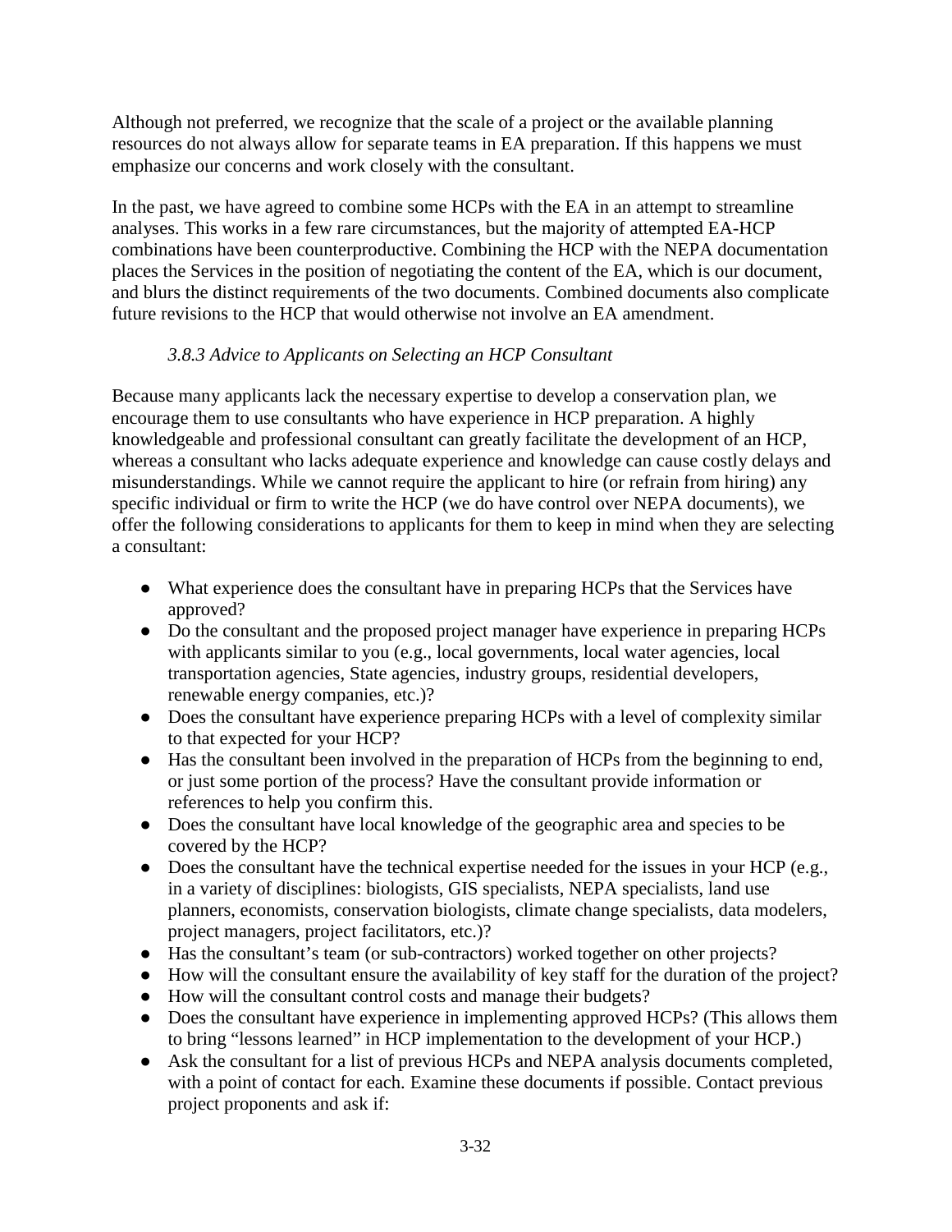Although not preferred, we recognize that the scale of a project or the available planning resources do not always allow for separate teams in EA preparation. If this happens we must emphasize our concerns and work closely with the consultant.

In the past, we have agreed to combine some HCPs with the EA in an attempt to streamline analyses. This works in a few rare circumstances, but the majority of attempted EA-HCP combinations have been counterproductive. Combining the HCP with the NEPA documentation places the Services in the position of negotiating the content of the EA, which is our document, and blurs the distinct requirements of the two documents. Combined documents also complicate future revisions to the HCP that would otherwise not involve an EA amendment.

### *3.8.3 Advice to Applicants on Selecting an HCP Consultant*

Because many applicants lack the necessary expertise to develop a conservation plan, we encourage them to use consultants who have experience in HCP preparation. A highly knowledgeable and professional consultant can greatly facilitate the development of an HCP, whereas a consultant who lacks adequate experience and knowledge can cause costly delays and misunderstandings. While we cannot require the applicant to hire (or refrain from hiring) any specific individual or firm to write the HCP (we do have control over NEPA documents), we offer the following considerations to applicants for them to keep in mind when they are selecting a consultant:

- What experience does the consultant have in preparing HCPs that the Services have approved?
- Do the consultant and the proposed project manager have experience in preparing HCPs with applicants similar to you (e.g., local governments, local water agencies, local transportation agencies, State agencies, industry groups, residential developers, renewable energy companies, etc.)?
- Does the consultant have experience preparing HCPs with a level of complexity similar to that expected for your HCP?
- Has the consultant been involved in the preparation of HCPs from the beginning to end, or just some portion of the process? Have the consultant provide information or references to help you confirm this.
- Does the consultant have local knowledge of the geographic area and species to be covered by the HCP?
- Does the consultant have the technical expertise needed for the issues in your HCP (e.g., in a variety of disciplines: biologists, GIS specialists, NEPA specialists, land use planners, economists, conservation biologists, climate change specialists, data modelers, project managers, project facilitators, etc.)?
- Has the consultant's team (or sub-contractors) worked together on other projects?
- How will the consultant ensure the availability of key staff for the duration of the project?
- How will the consultant control costs and manage their budgets?
- Does the consultant have experience in implementing approved HCPs? (This allows them to bring "lessons learned" in HCP implementation to the development of your HCP.)
- Ask the consultant for a list of previous HCPs and NEPA analysis documents completed, with a point of contact for each. Examine these documents if possible. Contact previous project proponents and ask if: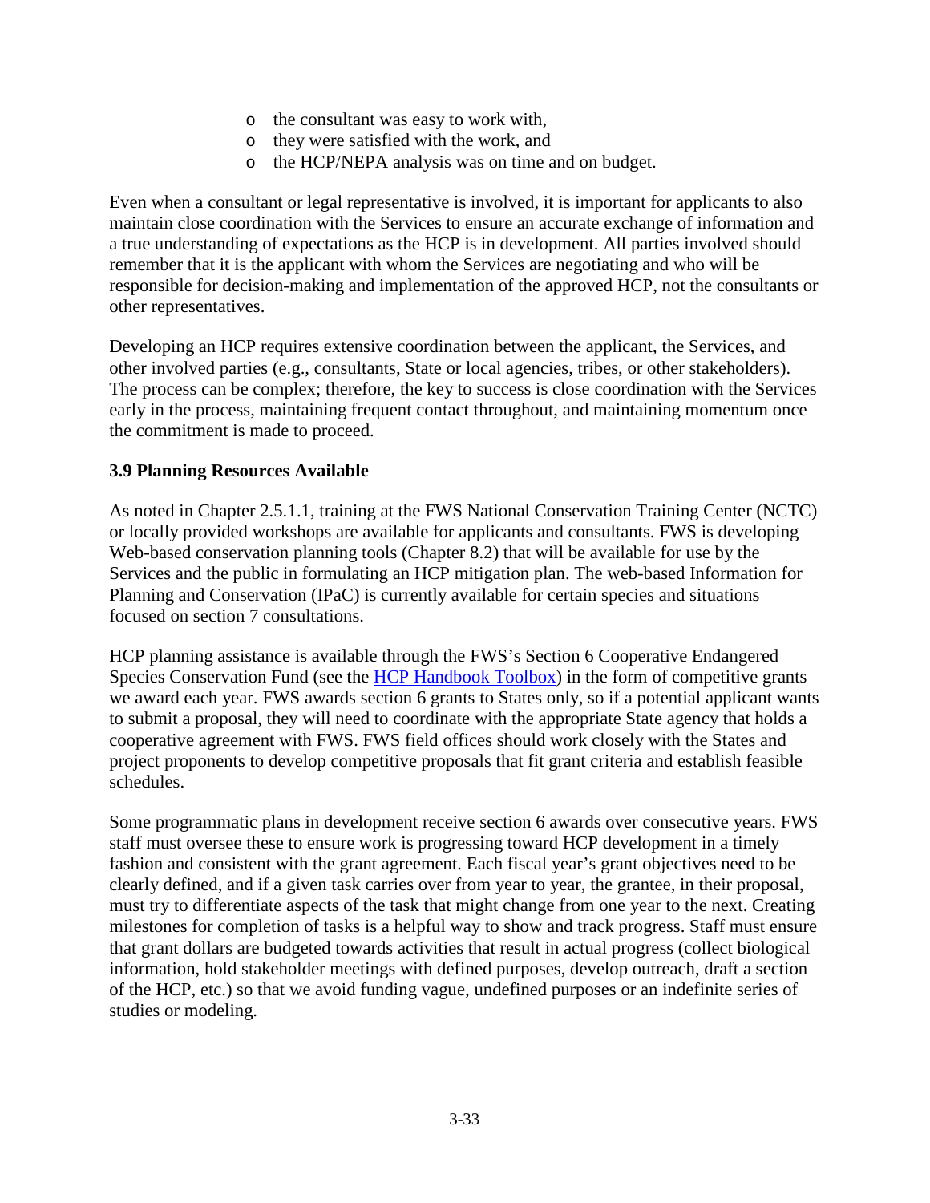- the consultant was easy to work with,
- they were satisfied with the work, and
- the HCP/NEPA analysis was on time and on budget.

Even when a consultant or legal representative is involved, it is important for applicants to also maintain close coordination with the Services to ensure an accurate exchange of information and a true understanding of expectations as the HCP is in development. All parties involved should remember that it is the applicant with whom the Services are negotiating and who will be responsible for decision-making and implementation of the approved HCP, not the consultants or other representatives.

Developing an HCP requires extensive coordination between the applicant, the Services, and other involved parties (e.g., consultants, State or local agencies, tribes, or other stakeholders). The process can be complex; therefore, the key to success is close coordination with the Services early in the process, maintaining frequent contact throughout, and maintaining momentum once the commitment is made to proceed.

### 3.9 Planning Resources Available

As noted in Chapter 2.5.1.1, training at the FWS National Conservation Training Center (NCTC) or locally provided workshops are available for applicants and consultants. FWS is developing Web-based conservation planning tools (Chapter 8.2) that will be available for use by the Services and the public in formulating an HCP mitigation plan. The web-based Information for Planning and Conservation (IPaC) is currently available for certain species and situations focused on section 7 consultations.

HCP planning assistance is available through the FWS's Section 6 Cooperative Endangered Species Conservation Fund (see the HCP Handbook Toolbox) in the form of competitive grants we award each year. FWS awards section 6 grants to States only, so if a potential applicant wants to submit a proposal, they will need to coordinate with the appropriate State agency that holds a cooperative agreement with FWS. FWS field offices should work closely with the States and project proponents to develop competitive proposals that fit grant criteria and establish feasible schedules.

Some programmatic plans in development receive section 6 awards over consecutive years. FWS staff must oversee these to ensure work is progressing toward HCP development in a timely fashion and consistent with the grant agreement. Each fiscal year's grant objectives need to be clearly defined, and if a given task carries over from year to year, the grantee, in their proposal, must try to differentiate aspects of the task that might change from one year to the next. Creating milestones for completion of tasks is a helpful way to show and track progress. Staff must ensure that grant dollars are budgeted towards activities that result in actual progress (collect biological information, hold stakeholder meetings with defined purposes, develop outreach, draft a section of the HCP, etc.) so that we avoid funding vague, undefined purposes or an indefinite series of studies or modeling.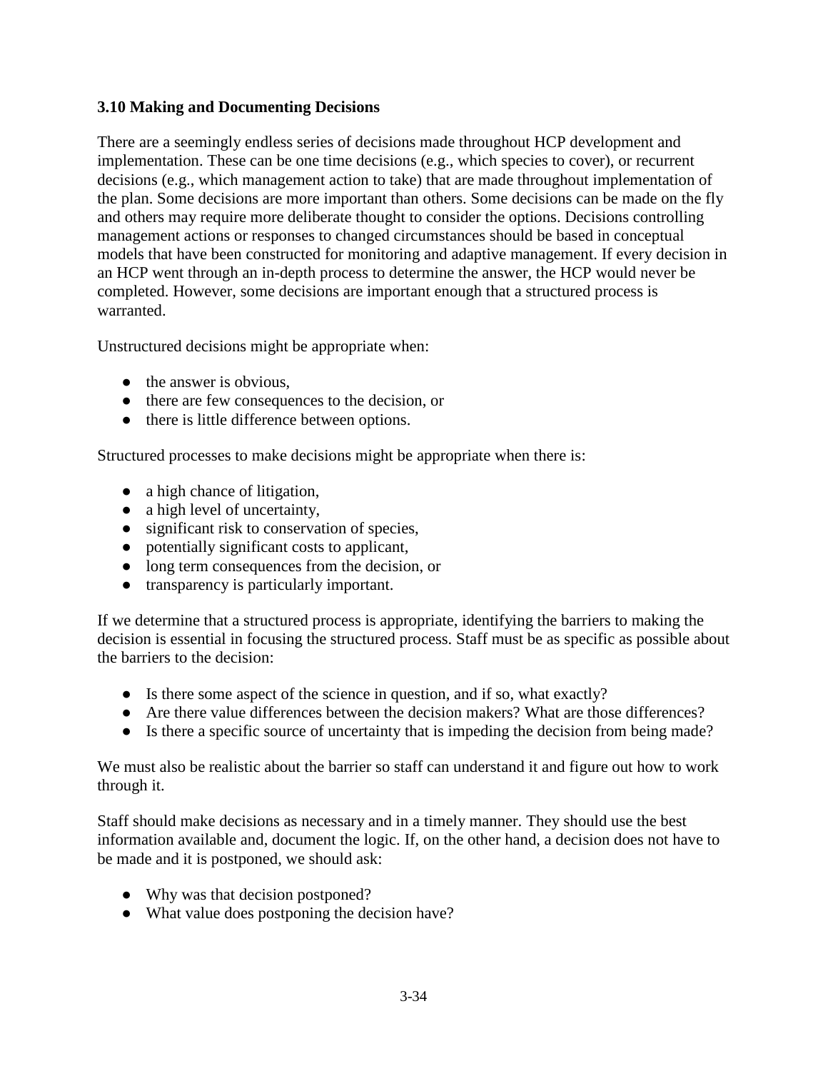### 3.10 Making and Documenting Decisions

There are a seemingly endless series of decisions made throughout HCP development and implementation. These can be one time decisions (e.g., which species to cover), or recurrent decisions (e.g., which management action to take) that are made throughout implementation of the plan. Some decisions are more important than others. Some decisions can be made on the fly and others may require more deliberate thought to consider the options. Decisions controlling management actions or responses to changed circumstances should be based in conceptual models that have been constructed for monitoring and adaptive management. If every decision in an HCP went through an in-depth process to determine the answer, the HCP would never be completed. However, some decisions are important enough that a structured process is warranted.

Unstructured decisions might be appropriate when:

- the answer is obvious,
- there are few consequences to the decision, or
- there is little difference between options.

Structured processes to make decisions might be appropriate when there is:

- a high chance of litigation,
- a high level of uncertainty,
- significant risk to conservation of species,
- potentially significant costs to applicant,
- long term consequences from the decision, or
- transparency is particularly important.

If we determine that a structured process is appropriate, identifying the barriers to making the decision is essential in focusing the structured process. Staff must be as specific as possible about the barriers to the decision:

- Is there some aspect of the science in question, and if so, what exactly?
- Are there value differences between the decision makers? What are those differences?
- Is there a specific source of uncertainty that is impeding the decision from being made?

We must also be realistic about the barrier so staff can understand it and figure out how to work through it.

Staff should make decisions as necessary and in a timely manner. They should use the best information available and, document the logic. If, on the other hand, a decision does not have to be made and it is postponed, we should ask:

- Why was that decision postponed?
- What value does postponing the decision have?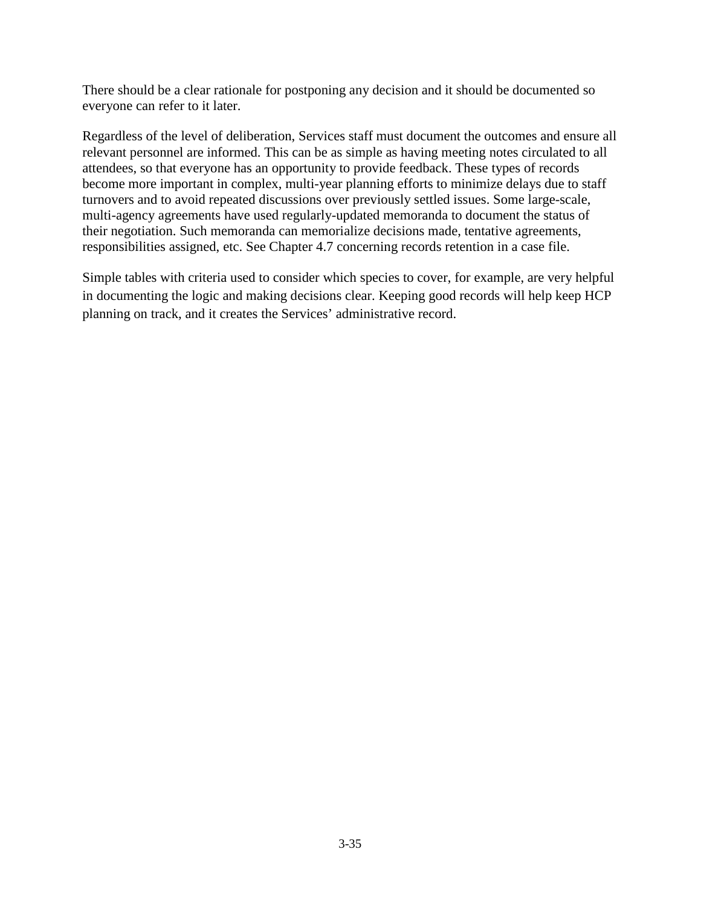There should be a clear rationale for postponing any decision and it should be documented so everyone can refer to it later.

Regardless of the level of deliberation, Services staff must document the outcomes and ensure all relevant personnel are informed. This can be as simple as having meeting notes circulated to all attendees, so that everyone has an opportunity to provide feedback. These types of records become more important in complex, multi-year planning efforts to minimize delays due to staff turnovers and to avoid repeated discussions over previously settled issues. Some large-scale, multi-agency agreements have used regularly-updated memoranda to document the status of their negotiation. Such memoranda can memorialize decisions made, tentative agreements, responsibilities assigned, etc. See Chapter 4.7 concerning records retention in a case file.

Simple tables with criteria used to consider which species to cover, for example, are very helpful in documenting the logic and making decisions clear. Keeping good records will help keep HCP planning on track, and it creates the Services' administrative record.